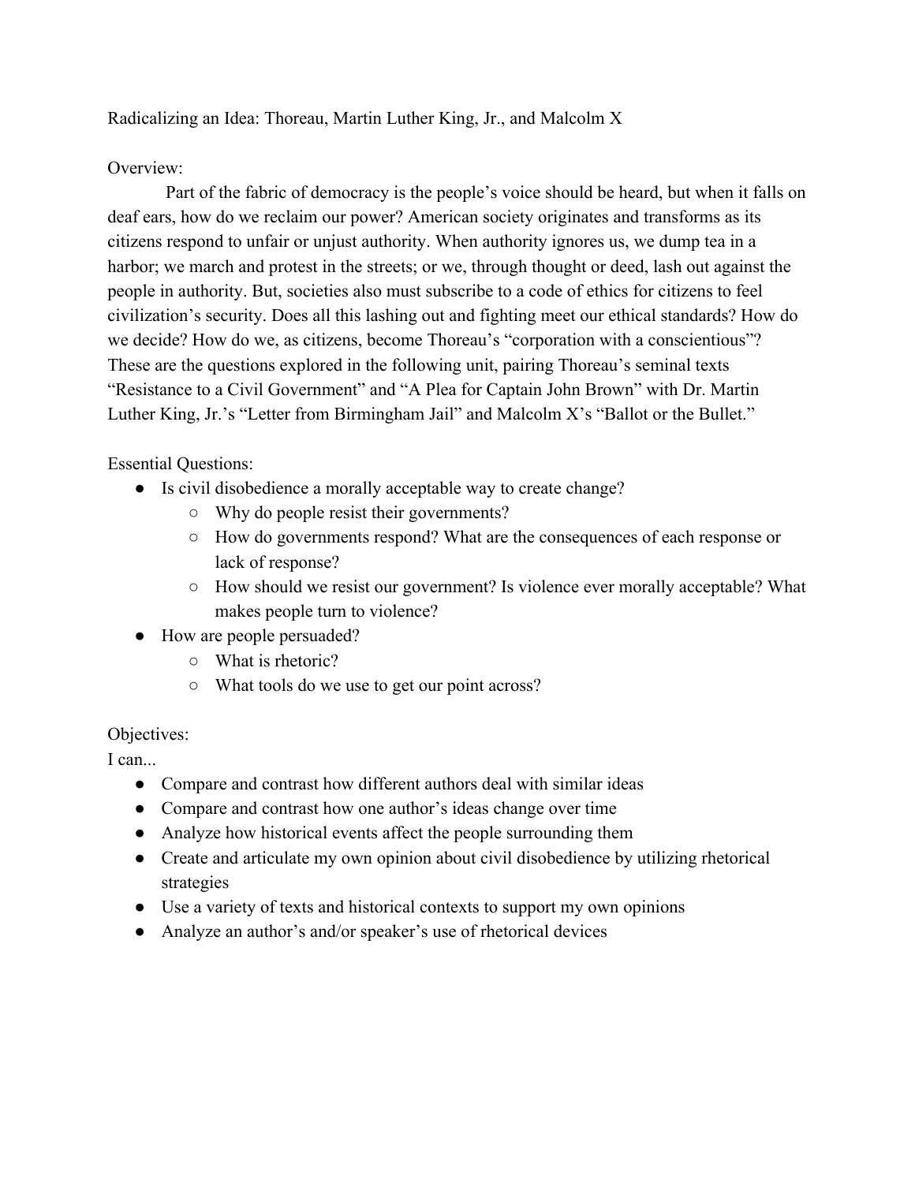# Radicalizing an Idea: Thoreau, Martin Luther King, Jr., and Malcolm X

## Overview:

Part of the fabric of democracy is the people's voice should be heard, but when it falls on deaf ears, how do we reclaim our power? American society originates and transforms as its citizens respond to unfair or unjust authority. When authority ignores us, we dump tea in a harbor; we march and protest in the streets; or we, through thought or deed, lash out against the people in authority. But, societies also must subscribe to a code of ethics for citizens to feel civilization's security. Does all this lashing out and fighting meet our ethical standards? How do we decide? How do we, as citizens, become Thoreau's "corporation with a conscientious"? These are the questions explored in the following unit, pairing Thoreau's seminal texts "Resistance to a Civil Government" and "A Plea for Captain John Brown" with Dr. Martin Luther King, Jr.'s "Letter from Birmingham Jail" and Malcolm X's "Ballot or the Bullet."

## Essential Questions:

- Is civil disobedience a morally acceptable way to create change?
  - Why do people resist their governments?
  - How do governments respond? What are the consequences of each response or lack of response?
  - How should we resist our government? Is violence ever morally acceptable? What makes people turn to violence?
- How are people persuaded?
  - What is rhetoric?
  - What tools do we use to get our point across?

## Objectives:

I can...

- Compare and contrast how different authors deal with similar ideas
- Compare and contrast how one author's ideas change over time
- Analyze how historical events affect the people surrounding them
- Create and articulate my own opinion about civil disobedience by utilizing rhetorical strategies
- Use a variety of texts and historical contexts to support my own opinions
- Analyze an author's and/or speaker's use of rhetorical devices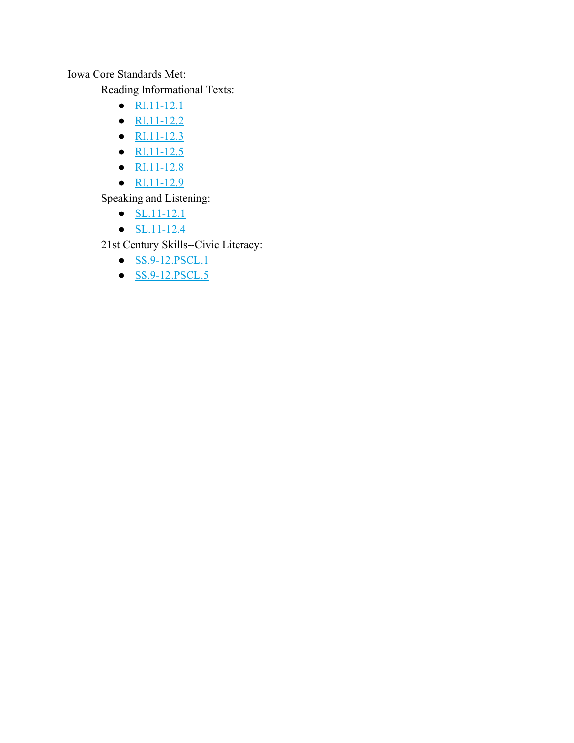Iowa Core Standards Met:

Reading Informational Texts:

- RI.11-12.1
- RI.11-12.2
- RI.11-12.3
- RI.11-12.5
- RI.11-12.8
- RI.11-12.9

Speaking and Listening:

- SL.11-12.1
- SL.11-12.4

21st Century Skills--Civic Literacy:

- SS.9-12.PSCL.1
- SS.9-12.PSCL.5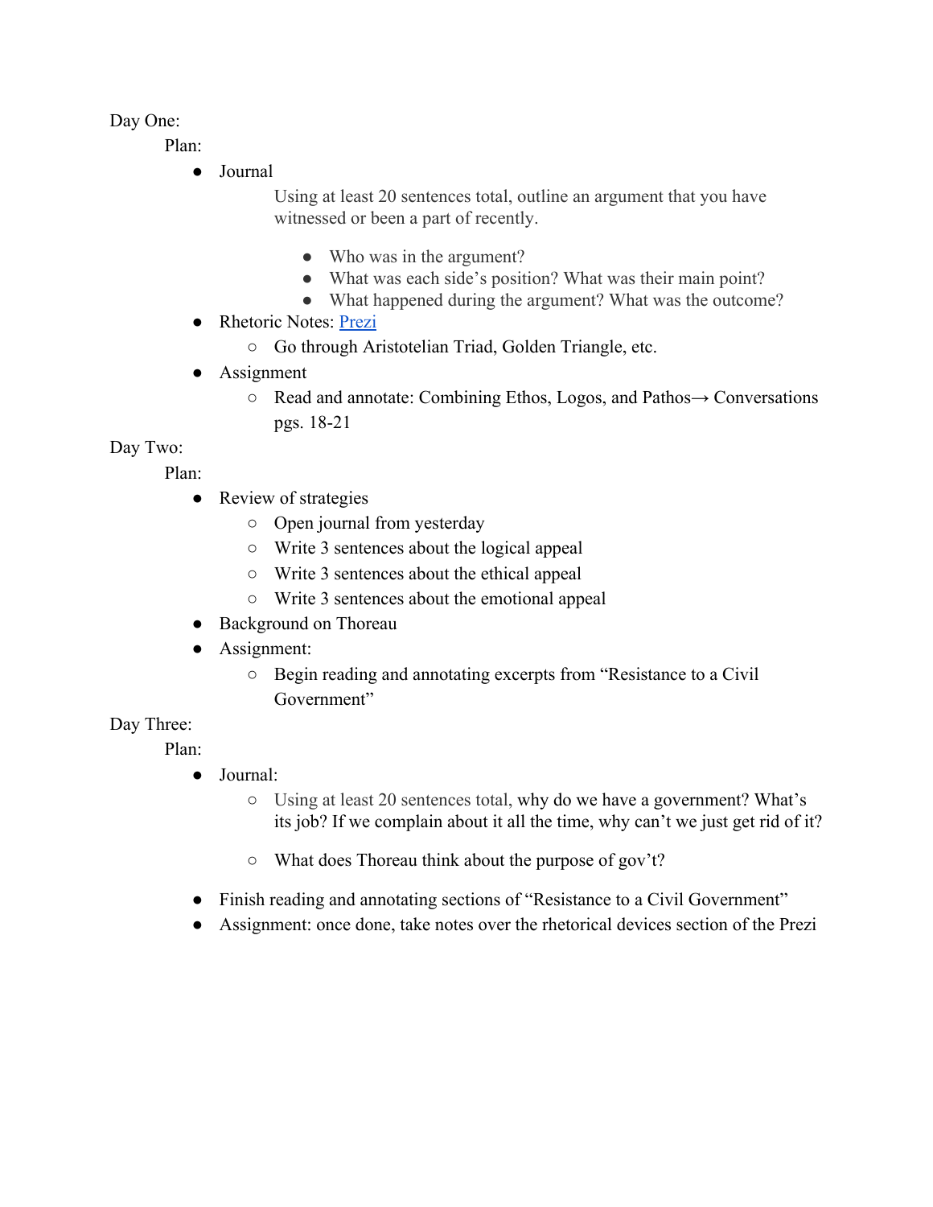Day One:

Plan:

- Journal

  Using at least 20 sentences total, outline an argument that you have witnessed or been a part of recently.

    - Who was in the argument?
    - What was each side's position? What was their main point?
    - What happened during the argument? What was the outcome?

- Rhetoric Notes: [Prezi]()
    - Go through Aristotelian Triad, Golden Triangle, etc.
- Assignment
    - Read and annotate: Combining Ethos, Logos, and Pathos→ Conversations pgs. 18-21

Day Two:

Plan:

- Review of strategies
    - Open journal from yesterday
    - Write 3 sentences about the logical appeal
    - Write 3 sentences about the ethical appeal
    - Write 3 sentences about the emotional appeal
- Background on Thoreau
- Assignment:
    - Begin reading and annotating excerpts from "Resistance to a Civil Government"

Day Three:

Plan:

- Journal:
    - Using at least 20 sentences total, why do we have a government? What's its job? If we complain about it all the time, why can't we just get rid of it?
    - What does Thoreau think about the purpose of gov't?
- Finish reading and annotating sections of "Resistance to a Civil Government"
- Assignment: once done, take notes over the rhetorical devices section of the Prezi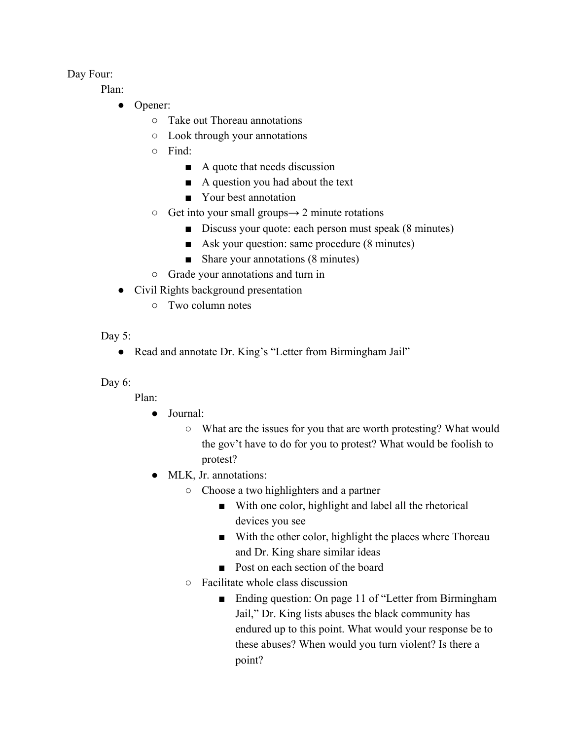Day Four:

Plan:

- Opener:
  - Take out Thoreau annotations
  - Look through your annotations
  - Find:
    - A quote that needs discussion
    - A question you had about the text
    - Your best annotation
  - Get into your small groups→ 2 minute rotations
    - Discuss your quote: each person must speak (8 minutes)
    - Ask your question: same procedure (8 minutes)
    - Share your annotations (8 minutes)
  - Grade your annotations and turn in
- Civil Rights background presentation
  - Two column notes

Day 5:

- Read and annotate Dr. King's "Letter from Birmingham Jail"

Day 6:

Plan:

- Journal:
  - What are the issues for you that are worth protesting? What would the gov't have to do for you to protest? What would be foolish to protest?
- MLK, Jr. annotations:
  - Choose a two highlighters and a partner
    - With one color, highlight and label all the rhetorical devices you see
    - With the other color, highlight the places where Thoreau and Dr. King share similar ideas
    - Post on each section of the board
  - Facilitate whole class discussion
    - Ending question: On page 11 of "Letter from Birmingham Jail," Dr. King lists abuses the black community has endured up to this point. What would your response be to these abuses? When would you turn violent? Is there a point?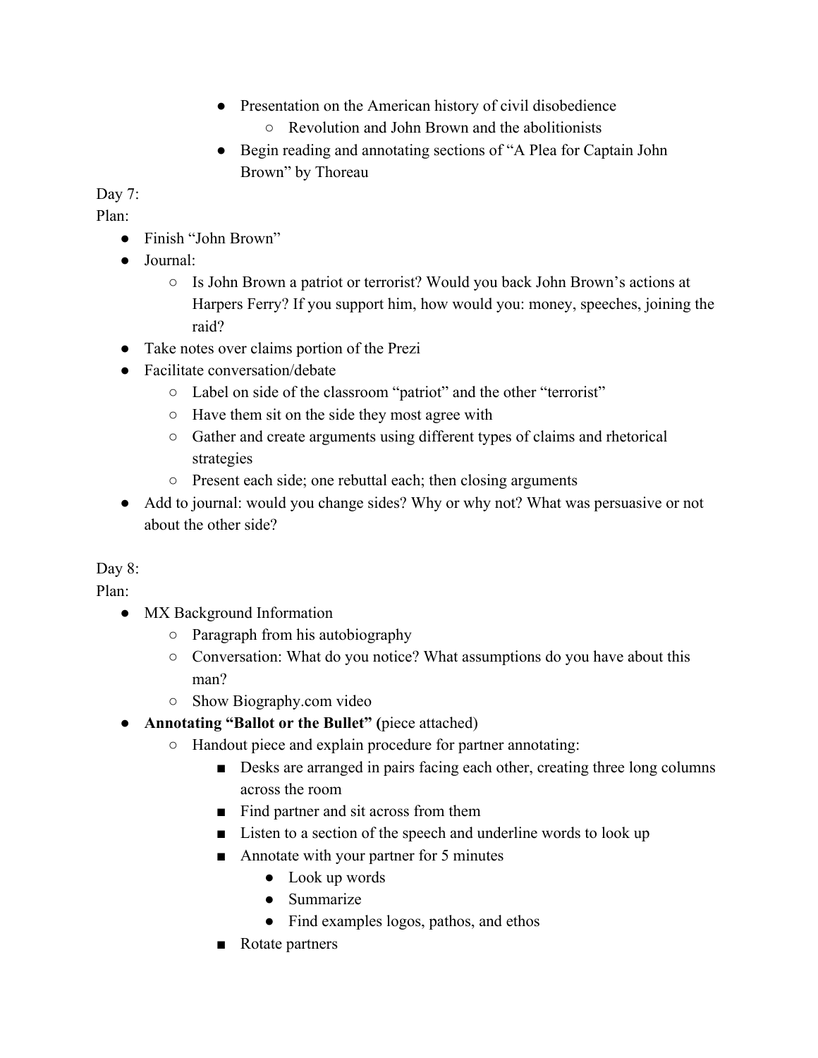- Presentation on the American history of civil disobedience
    - Revolution and John Brown and the abolitionists
- Begin reading and annotating sections of "A Plea for Captain John Brown" by Thoreau

Day 7:

Plan:

- Finish "John Brown"
- Journal:
    - Is John Brown a patriot or terrorist? Would you back John Brown's actions at Harpers Ferry? If you support him, how would you: money, speeches, joining the raid?
- Take notes over claims portion of the Prezi
- Facilitate conversation/debate
    - Label on side of the classroom "patriot" and the other "terrorist"
    - Have them sit on the side they most agree with
    - Gather and create arguments using different types of claims and rhetorical strategies
    - Present each side; one rebuttal each; then closing arguments
- Add to journal: would you change sides? Why or why not? What was persuasive or not about the other side?

Day 8:

Plan:

- MX Background Information
    - Paragraph from his autobiography
    - Conversation: What do you notice? What assumptions do you have about this man?
    - Show Biography.com video
- **Annotating "Ballot or the Bullet" (**piece attached)
    - Handout piece and explain procedure for partner annotating:
        - Desks are arranged in pairs facing each other, creating three long columns across the room
        - Find partner and sit across from them
        - Listen to a section of the speech and underline words to look up
        - Annotate with your partner for 5 minutes
            - Look up words
            - Summarize
            - Find examples logos, pathos, and ethos
        - Rotate partners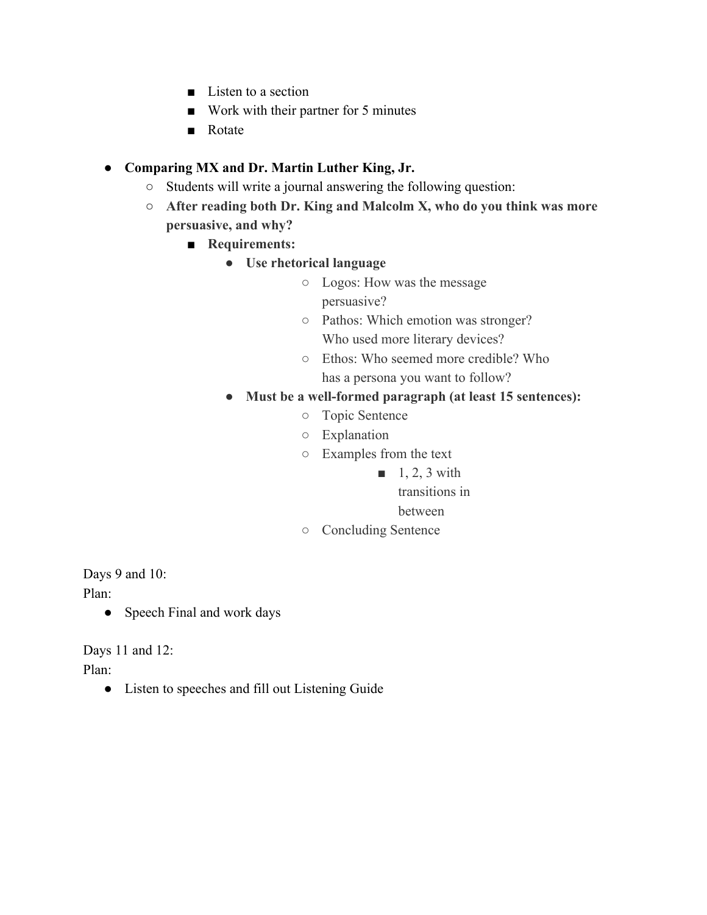- Listen to a section
        - Work with their partner for 5 minutes
        - Rotate

- **Comparing MX and Dr. Martin Luther King, Jr.**
    - Students will write a journal answering the following question:
    - **After reading both Dr. King and Malcolm X, who do you think was more persuasive, and why?**
        - **Requirements:**
            - **Use rhetorical language**
                - Logos: How was the message persuasive?
                - Pathos: Which emotion was stronger? Who used more literary devices?
                - Ethos: Who seemed more credible? Who has a persona you want to follow?
            - **Must be a well-formed paragraph (at least 15 sentences):**
                - Topic Sentence
                - Explanation
                - Examples from the text
                    - 1, 2, 3 with transitions in between
                - Concluding Sentence

Days 9 and 10:
Plan:

- Speech Final and work days

Days 11 and 12:
Plan:

- Listen to speeches and fill out Listening Guide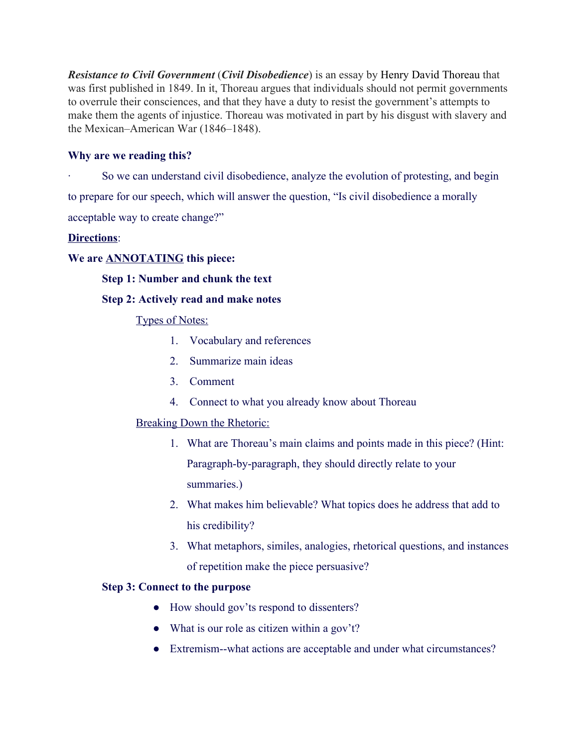***Resistance to Civil Government*** (***Civil Disobedience***) is an essay by Henry David Thoreau that was first published in 1849. In it, Thoreau argues that individuals should not permit governments to overrule their consciences, and that they have a duty to resist the government's attempts to make them the agents of injustice. Thoreau was motivated in part by his disgust with slavery and the Mexican–American War (1846–1848).

**Why are we reading this?**

- So we can understand civil disobedience, analyze the evolution of protesting, and begin to prepare for our speech, which will answer the question, "Is civil disobedience a morally acceptable way to create change?"

**Directions**:

**We are ANNOTATING this piece:**

**Step 1: Number and chunk the text**

**Step 2: Actively read and make notes**

Types of Notes:

1. Vocabulary and references
2. Summarize main ideas
3. Comment
4. Connect to what you already know about Thoreau

Breaking Down the Rhetoric:

1. What are Thoreau's main claims and points made in this piece? (Hint: Paragraph-by-paragraph, they should directly relate to your summaries.)
2. What makes him believable? What topics does he address that add to his credibility?
3. What metaphors, similes, analogies, rhetorical questions, and instances of repetition make the piece persuasive?

**Step 3: Connect to the purpose**

- How should gov'ts respond to dissenters?
- What is our role as citizen within a gov't?
- Extremism--what actions are acceptable and under what circumstances?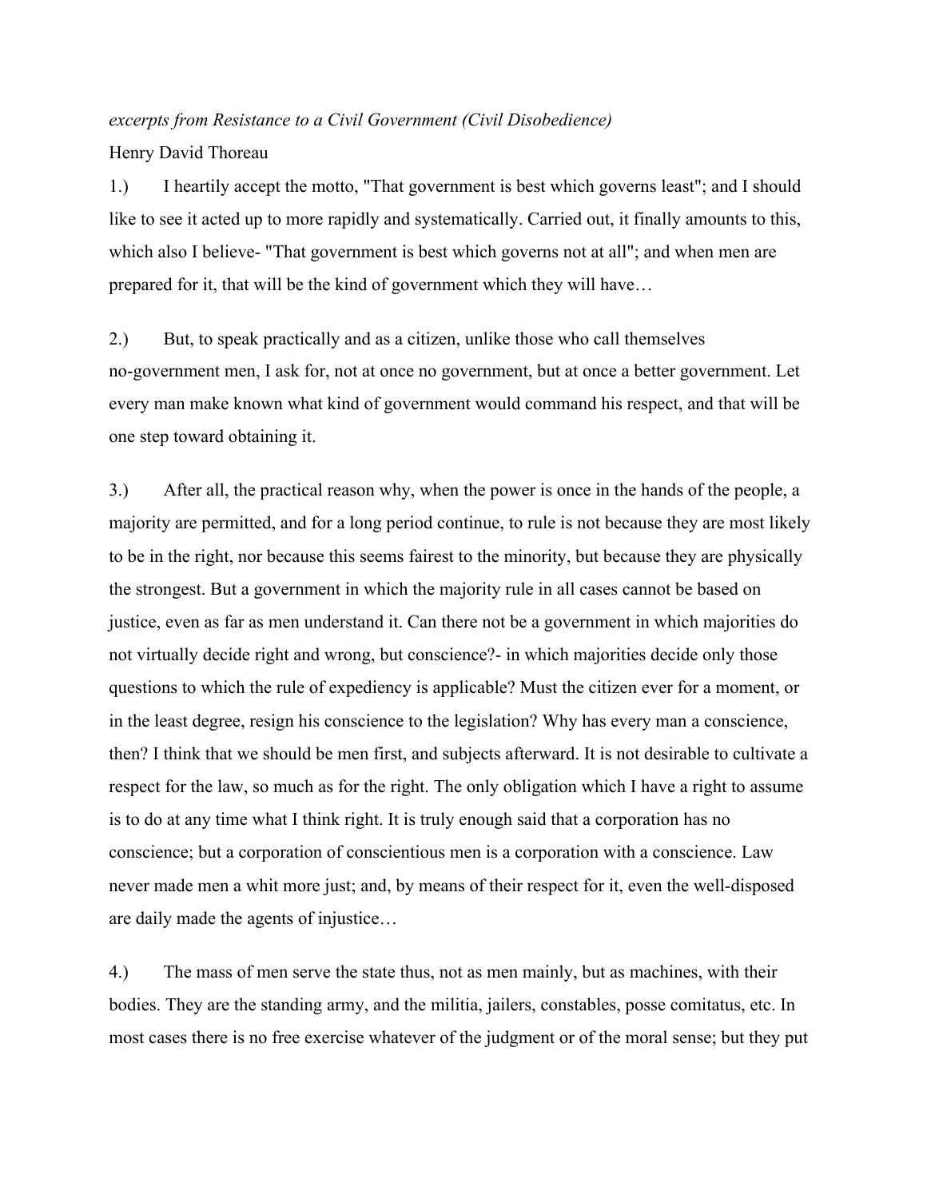*excerpts from Resistance to a Civil Government (Civil Disobedience)*

Henry David Thoreau

1.) I heartily accept the motto, "That government is best which governs least"; and I should like to see it acted up to more rapidly and systematically. Carried out, it finally amounts to this, which also I believe- "That government is best which governs not at all"; and when men are prepared for it, that will be the kind of government which they will have…

2.) But, to speak practically and as a citizen, unlike those who call themselves no-government men, I ask for, not at once no government, but at once a better government. Let every man make known what kind of government would command his respect, and that will be one step toward obtaining it.

3.) After all, the practical reason why, when the power is once in the hands of the people, a majority are permitted, and for a long period continue, to rule is not because they are most likely to be in the right, nor because this seems fairest to the minority, but because they are physically the strongest. But a government in which the majority rule in all cases cannot be based on justice, even as far as men understand it. Can there not be a government in which majorities do not virtually decide right and wrong, but conscience?- in which majorities decide only those questions to which the rule of expediency is applicable? Must the citizen ever for a moment, or in the least degree, resign his conscience to the legislation? Why has every man a conscience, then? I think that we should be men first, and subjects afterward. It is not desirable to cultivate a respect for the law, so much as for the right. The only obligation which I have a right to assume is to do at any time what I think right. It is truly enough said that a corporation has no conscience; but a corporation of conscientious men is a corporation with a conscience. Law never made men a whit more just; and, by means of their respect for it, even the well-disposed are daily made the agents of injustice…

4.) The mass of men serve the state thus, not as men mainly, but as machines, with their bodies. They are the standing army, and the militia, jailers, constables, posse comitatus, etc. In most cases there is no free exercise whatever of the judgment or of the moral sense; but they put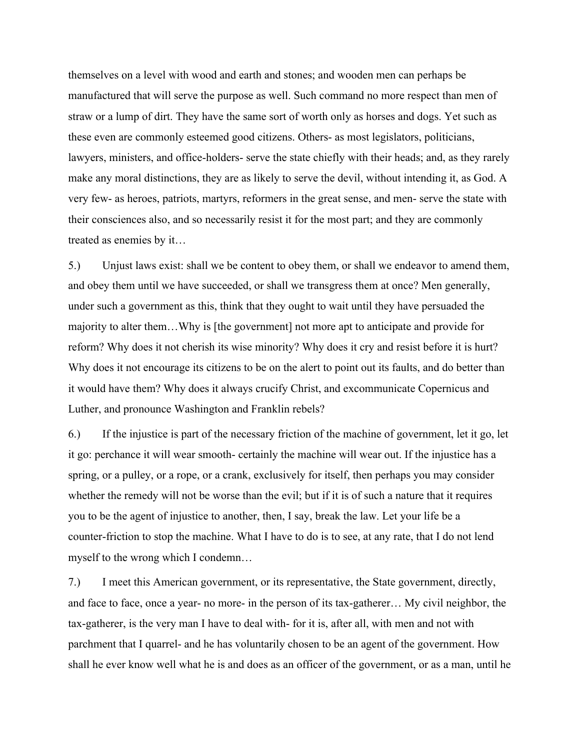themselves on a level with wood and earth and stones; and wooden men can perhaps be manufactured that will serve the purpose as well. Such command no more respect than men of straw or a lump of dirt. They have the same sort of worth only as horses and dogs. Yet such as these even are commonly esteemed good citizens. Others- as most legislators, politicians, lawyers, ministers, and office-holders- serve the state chiefly with their heads; and, as they rarely make any moral distinctions, they are as likely to serve the devil, without intending it, as God. A very few- as heroes, patriots, martyrs, reformers in the great sense, and men- serve the state with their consciences also, and so necessarily resist it for the most part; and they are commonly treated as enemies by it…

5.) Unjust laws exist: shall we be content to obey them, or shall we endeavor to amend them, and obey them until we have succeeded, or shall we transgress them at once? Men generally, under such a government as this, think that they ought to wait until they have persuaded the majority to alter them…Why is [the government] not more apt to anticipate and provide for reform? Why does it not cherish its wise minority? Why does it cry and resist before it is hurt? Why does it not encourage its citizens to be on the alert to point out its faults, and do better than it would have them? Why does it always crucify Christ, and excommunicate Copernicus and Luther, and pronounce Washington and Franklin rebels?

6.) If the injustice is part of the necessary friction of the machine of government, let it go, let it go: perchance it will wear smooth- certainly the machine will wear out. If the injustice has a spring, or a pulley, or a rope, or a crank, exclusively for itself, then perhaps you may consider whether the remedy will not be worse than the evil; but if it is of such a nature that it requires you to be the agent of injustice to another, then, I say, break the law. Let your life be a counter-friction to stop the machine. What I have to do is to see, at any rate, that I do not lend myself to the wrong which I condemn…

7.) I meet this American government, or its representative, the State government, directly, and face to face, once a year- no more- in the person of its tax-gatherer… My civil neighbor, the tax-gatherer, is the very man I have to deal with- for it is, after all, with men and not with parchment that I quarrel- and he has voluntarily chosen to be an agent of the government. How shall he ever know well what he is and does as an officer of the government, or as a man, until he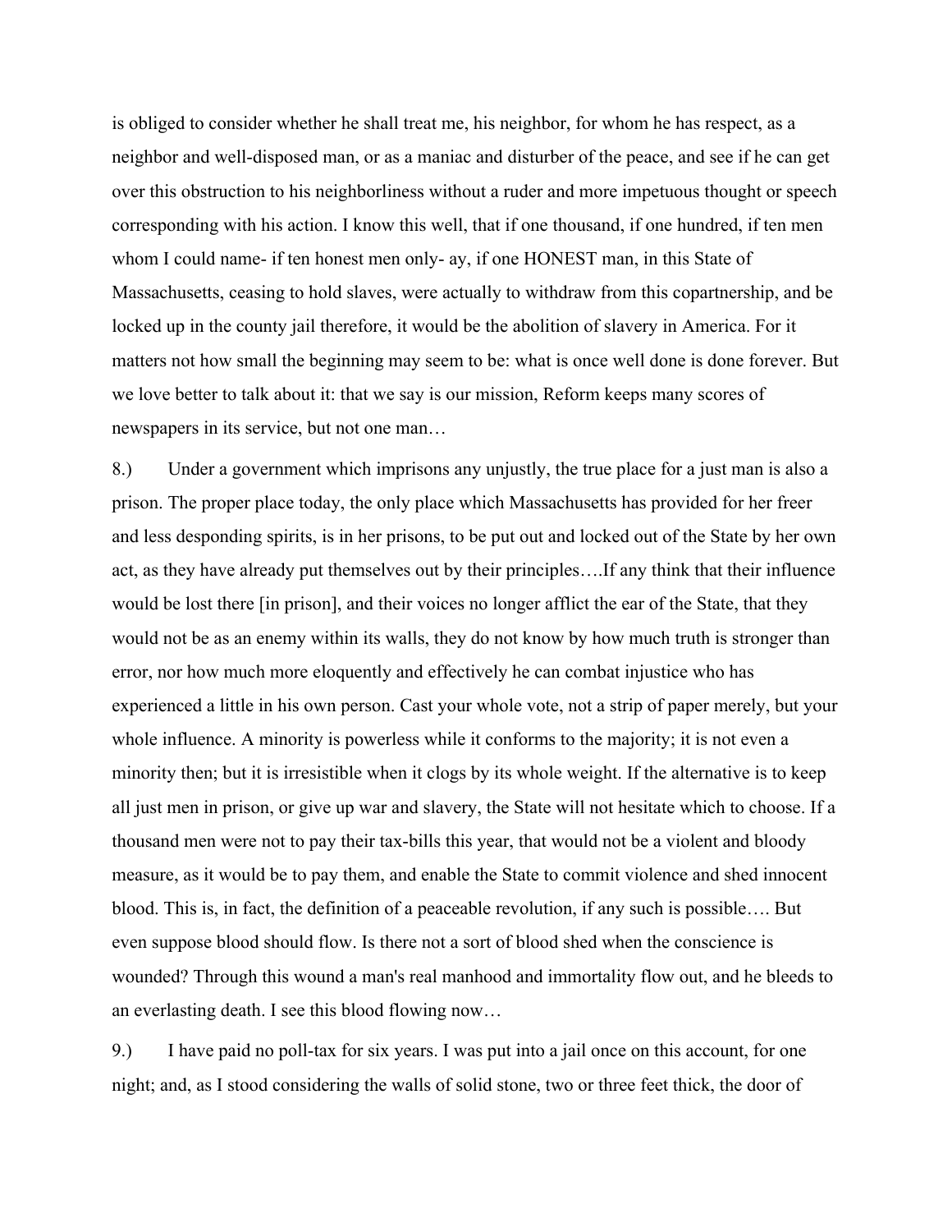is obliged to consider whether he shall treat me, his neighbor, for whom he has respect, as a neighbor and well-disposed man, or as a maniac and disturber of the peace, and see if he can get over this obstruction to his neighborliness without a ruder and more impetuous thought or speech corresponding with his action. I know this well, that if one thousand, if one hundred, if ten men whom I could name- if ten honest men only- ay, if one HONEST man, in this State of Massachusetts, ceasing to hold slaves, were actually to withdraw from this copartnership, and be locked up in the county jail therefore, it would be the abolition of slavery in America. For it matters not how small the beginning may seem to be: what is once well done is done forever. But we love better to talk about it: that we say is our mission, Reform keeps many scores of newspapers in its service, but not one man…

8.) Under a government which imprisons any unjustly, the true place for a just man is also a prison. The proper place today, the only place which Massachusetts has provided for her freer and less desponding spirits, is in her prisons, to be put out and locked out of the State by her own act, as they have already put themselves out by their principles….If any think that their influence would be lost there [in prison], and their voices no longer afflict the ear of the State, that they would not be as an enemy within its walls, they do not know by how much truth is stronger than error, nor how much more eloquently and effectively he can combat injustice who has experienced a little in his own person. Cast your whole vote, not a strip of paper merely, but your whole influence. A minority is powerless while it conforms to the majority; it is not even a minority then; but it is irresistible when it clogs by its whole weight. If the alternative is to keep all just men in prison, or give up war and slavery, the State will not hesitate which to choose. If a thousand men were not to pay their tax-bills this year, that would not be a violent and bloody measure, as it would be to pay them, and enable the State to commit violence and shed innocent blood. This is, in fact, the definition of a peaceable revolution, if any such is possible…. But even suppose blood should flow. Is there not a sort of blood shed when the conscience is wounded? Through this wound a man's real manhood and immortality flow out, and he bleeds to an everlasting death. I see this blood flowing now…

9.) I have paid no poll-tax for six years. I was put into a jail once on this account, for one night; and, as I stood considering the walls of solid stone, two or three feet thick, the door of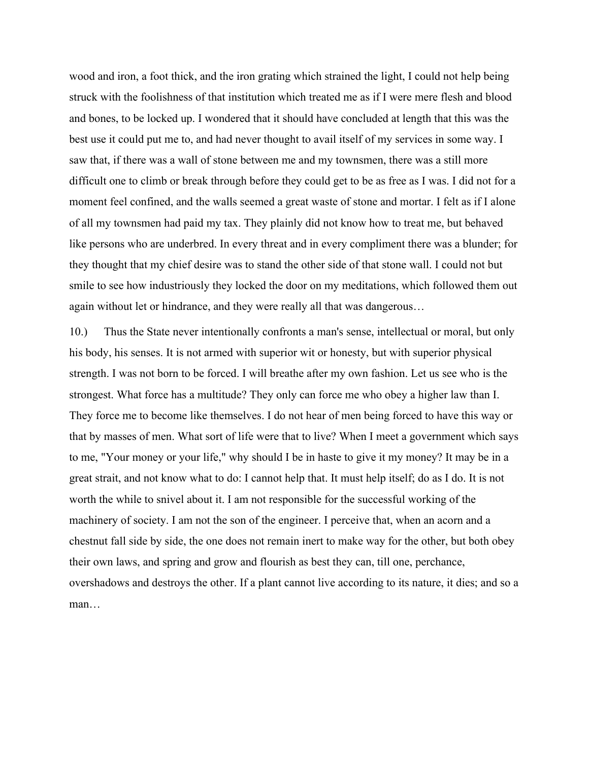wood and iron, a foot thick, and the iron grating which strained the light, I could not help being struck with the foolishness of that institution which treated me as if I were mere flesh and blood and bones, to be locked up. I wondered that it should have concluded at length that this was the best use it could put me to, and had never thought to avail itself of my services in some way. I saw that, if there was a wall of stone between me and my townsmen, there was a still more difficult one to climb or break through before they could get to be as free as I was. I did not for a moment feel confined, and the walls seemed a great waste of stone and mortar. I felt as if I alone of all my townsmen had paid my tax. They plainly did not know how to treat me, but behaved like persons who are underbred. In every threat and in every compliment there was a blunder; for they thought that my chief desire was to stand the other side of that stone wall. I could not but smile to see how industriously they locked the door on my meditations, which followed them out again without let or hindrance, and they were really all that was dangerous…

10.) Thus the State never intentionally confronts a man's sense, intellectual or moral, but only his body, his senses. It is not armed with superior wit or honesty, but with superior physical strength. I was not born to be forced. I will breathe after my own fashion. Let us see who is the strongest. What force has a multitude? They only can force me who obey a higher law than I. They force me to become like themselves. I do not hear of men being forced to have this way or that by masses of men. What sort of life were that to live? When I meet a government which says to me, "Your money or your life," why should I be in haste to give it my money? It may be in a great strait, and not know what to do: I cannot help that. It must help itself; do as I do. It is not worth the while to snivel about it. I am not responsible for the successful working of the machinery of society. I am not the son of the engineer. I perceive that, when an acorn and a chestnut fall side by side, the one does not remain inert to make way for the other, but both obey their own laws, and spring and grow and flourish as best they can, till one, perchance, overshadows and destroys the other. If a plant cannot live according to its nature, it dies; and so a man…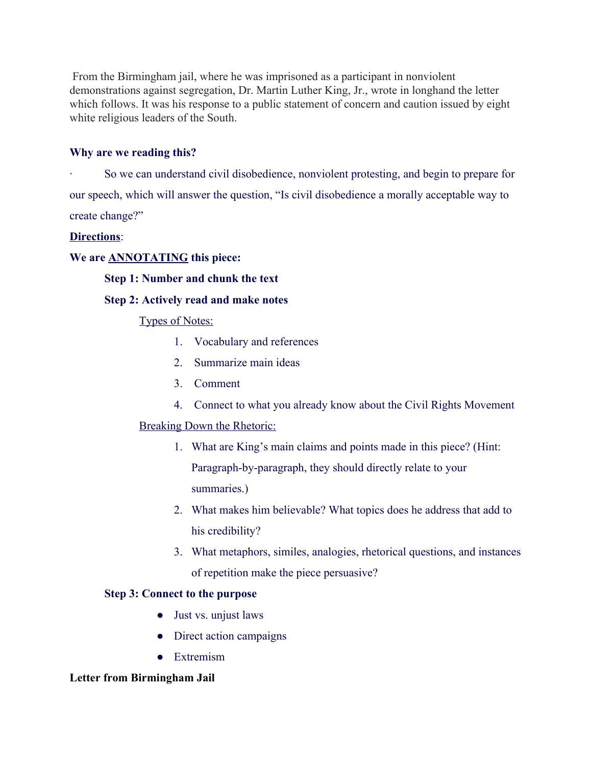From the Birmingham jail, where he was imprisoned as a participant in nonviolent demonstrations against segregation, Dr. Martin Luther King, Jr., wrote in longhand the letter which follows. It was his response to a public statement of concern and caution issued by eight white religious leaders of the South.

**Why are we reading this?**

- So we can understand civil disobedience, nonviolent protesting, and begin to prepare for our speech, which will answer the question, "Is civil disobedience a morally acceptable way to create change?"

**Directions**:

**We are ANNOTATING this piece:**

**Step 1: Number and chunk the text**

**Step 2: Actively read and make notes**

Types of Notes:

1. Vocabulary and references
2. Summarize main ideas
3. Comment
4. Connect to what you already know about the Civil Rights Movement

Breaking Down the Rhetoric:

1. What are King's main claims and points made in this piece? (Hint: Paragraph-by-paragraph, they should directly relate to your summaries.)
2. What makes him believable? What topics does he address that add to his credibility?
3. What metaphors, similes, analogies, rhetorical questions, and instances of repetition make the piece persuasive?

**Step 3: Connect to the purpose**

- Just vs. unjust laws
- Direct action campaigns
- Extremism

**Letter from Birmingham Jail**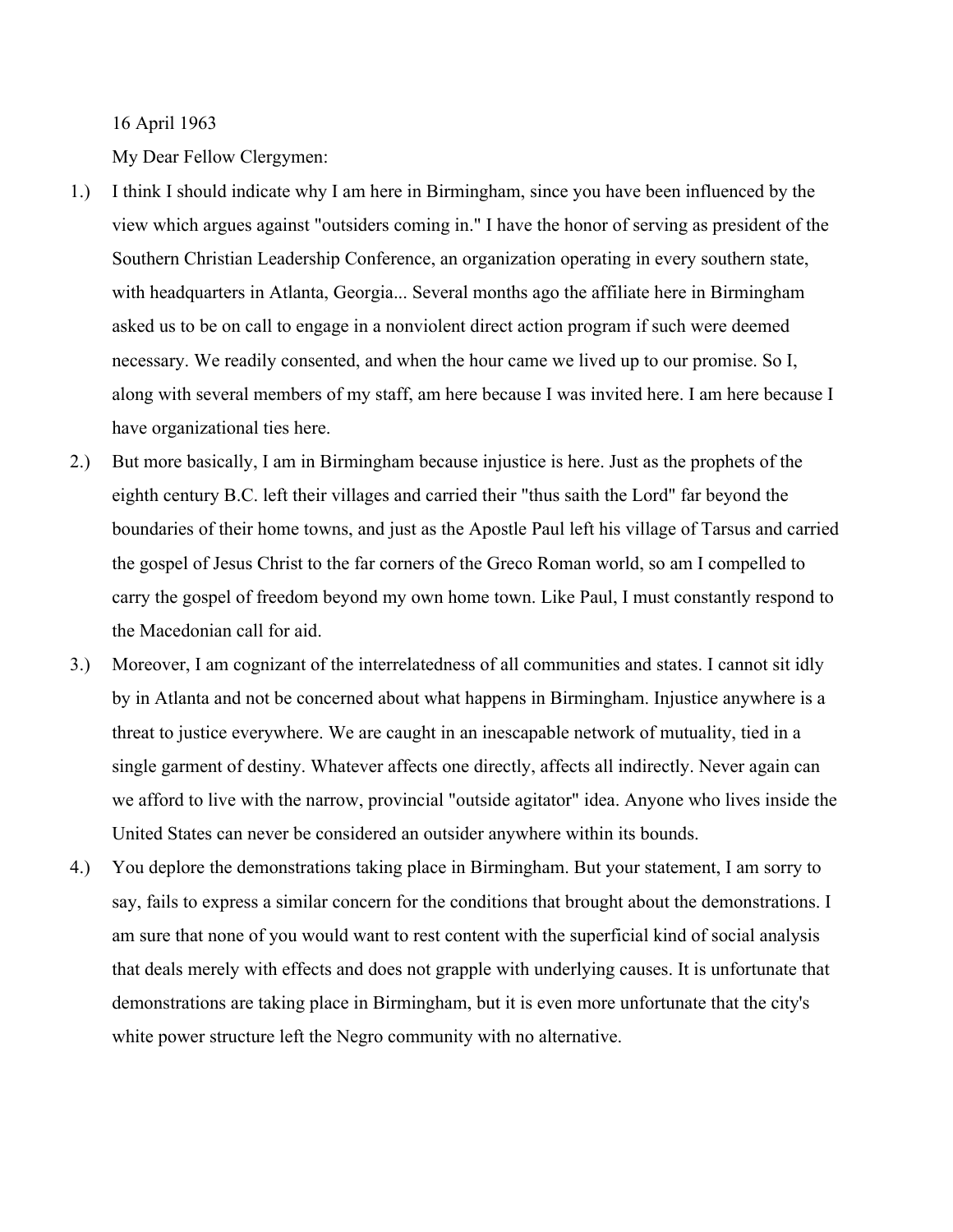16 April 1963

My Dear Fellow Clergymen:

1.) I think I should indicate why I am here in Birmingham, since you have been influenced by the view which argues against "outsiders coming in." I have the honor of serving as president of the Southern Christian Leadership Conference, an organization operating in every southern state, with headquarters in Atlanta, Georgia... Several months ago the affiliate here in Birmingham asked us to be on call to engage in a nonviolent direct action program if such were deemed necessary. We readily consented, and when the hour came we lived up to our promise. So I, along with several members of my staff, am here because I was invited here. I am here because I have organizational ties here.

2.) But more basically, I am in Birmingham because injustice is here. Just as the prophets of the eighth century B.C. left their villages and carried their "thus saith the Lord" far beyond the boundaries of their home towns, and just as the Apostle Paul left his village of Tarsus and carried the gospel of Jesus Christ to the far corners of the Greco Roman world, so am I compelled to carry the gospel of freedom beyond my own home town. Like Paul, I must constantly respond to the Macedonian call for aid.

3.) Moreover, I am cognizant of the interrelatedness of all communities and states. I cannot sit idly by in Atlanta and not be concerned about what happens in Birmingham. Injustice anywhere is a threat to justice everywhere. We are caught in an inescapable network of mutuality, tied in a single garment of destiny. Whatever affects one directly, affects all indirectly. Never again can we afford to live with the narrow, provincial "outside agitator" idea. Anyone who lives inside the United States can never be considered an outsider anywhere within its bounds.

4.) You deplore the demonstrations taking place in Birmingham. But your statement, I am sorry to say, fails to express a similar concern for the conditions that brought about the demonstrations. I am sure that none of you would want to rest content with the superficial kind of social analysis that deals merely with effects and does not grapple with underlying causes. It is unfortunate that demonstrations are taking place in Birmingham, but it is even more unfortunate that the city's white power structure left the Negro community with no alternative.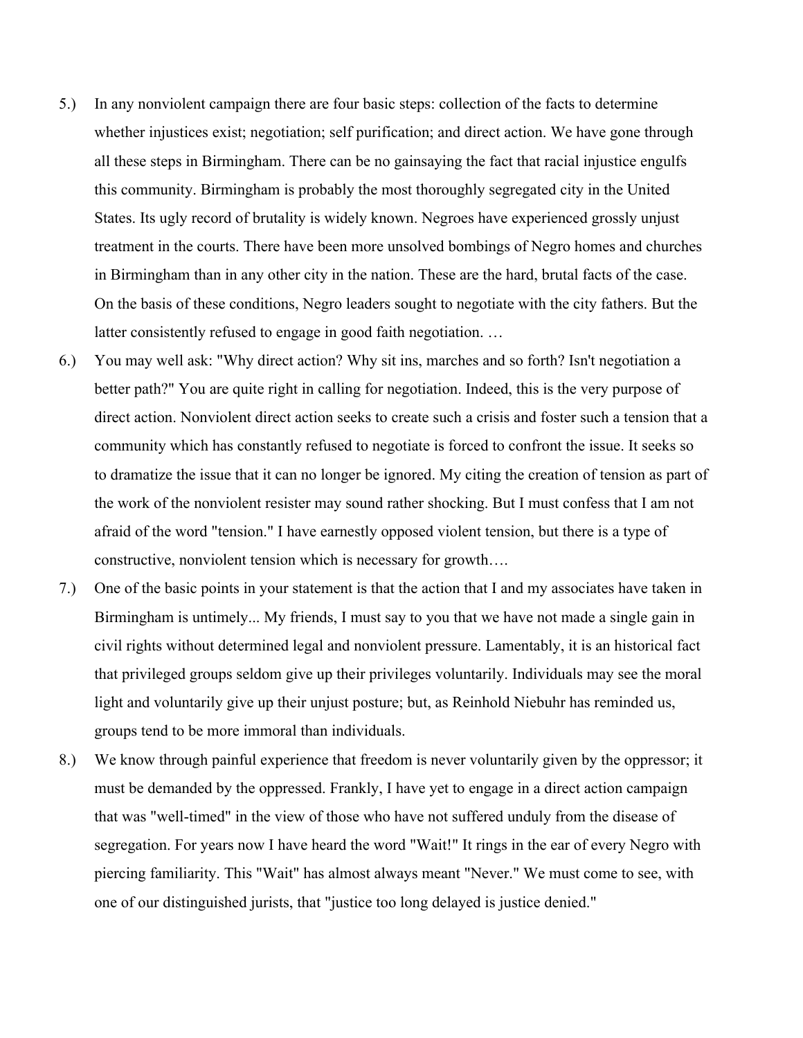5.) In any nonviolent campaign there are four basic steps: collection of the facts to determine whether injustices exist; negotiation; self purification; and direct action. We have gone through all these steps in Birmingham. There can be no gainsaying the fact that racial injustice engulfs this community. Birmingham is probably the most thoroughly segregated city in the United States. Its ugly record of brutality is widely known. Negroes have experienced grossly unjust treatment in the courts. There have been more unsolved bombings of Negro homes and churches in Birmingham than in any other city in the nation. These are the hard, brutal facts of the case. On the basis of these conditions, Negro leaders sought to negotiate with the city fathers. But the latter consistently refused to engage in good faith negotiation. …

6.) You may well ask: "Why direct action? Why sit ins, marches and so forth? Isn't negotiation a better path?" You are quite right in calling for negotiation. Indeed, this is the very purpose of direct action. Nonviolent direct action seeks to create such a crisis and foster such a tension that a community which has constantly refused to negotiate is forced to confront the issue. It seeks so to dramatize the issue that it can no longer be ignored. My citing the creation of tension as part of the work of the nonviolent resister may sound rather shocking. But I must confess that I am not afraid of the word "tension." I have earnestly opposed violent tension, but there is a type of constructive, nonviolent tension which is necessary for growth….

7.) One of the basic points in your statement is that the action that I and my associates have taken in Birmingham is untimely... My friends, I must say to you that we have not made a single gain in civil rights without determined legal and nonviolent pressure. Lamentably, it is an historical fact that privileged groups seldom give up their privileges voluntarily. Individuals may see the moral light and voluntarily give up their unjust posture; but, as Reinhold Niebuhr has reminded us, groups tend to be more immoral than individuals.

8.) We know through painful experience that freedom is never voluntarily given by the oppressor; it must be demanded by the oppressed. Frankly, I have yet to engage in a direct action campaign that was "well-timed" in the view of those who have not suffered unduly from the disease of segregation. For years now I have heard the word "Wait!" It rings in the ear of every Negro with piercing familiarity. This "Wait" has almost always meant "Never." We must come to see, with one of our distinguished jurists, that "justice too long delayed is justice denied."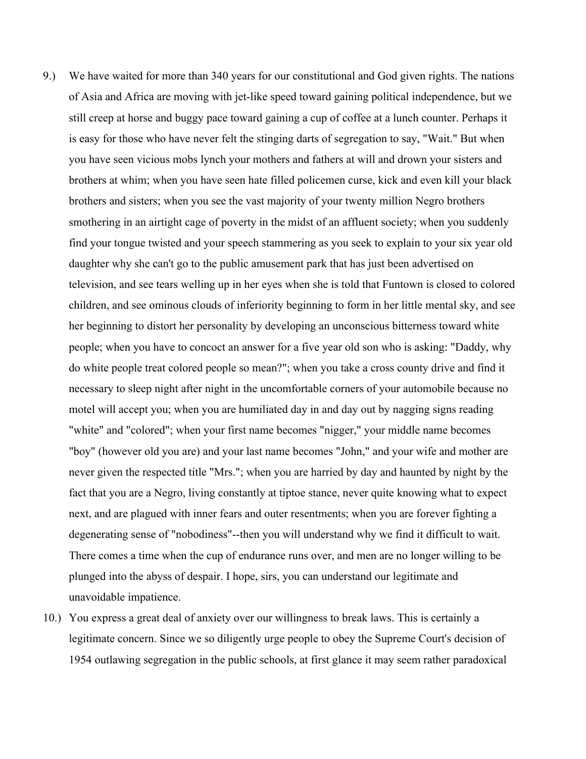9.) We have waited for more than 340 years for our constitutional and God given rights. The nations of Asia and Africa are moving with jet-like speed toward gaining political independence, but we still creep at horse and buggy pace toward gaining a cup of coffee at a lunch counter. Perhaps it is easy for those who have never felt the stinging darts of segregation to say, "Wait." But when you have seen vicious mobs lynch your mothers and fathers at will and drown your sisters and brothers at whim; when you have seen hate filled policemen curse, kick and even kill your black brothers and sisters; when you see the vast majority of your twenty million Negro brothers smothering in an airtight cage of poverty in the midst of an affluent society; when you suddenly find your tongue twisted and your speech stammering as you seek to explain to your six year old daughter why she can't go to the public amusement park that has just been advertised on television, and see tears welling up in her eyes when she is told that Funtown is closed to colored children, and see ominous clouds of inferiority beginning to form in her little mental sky, and see her beginning to distort her personality by developing an unconscious bitterness toward white people; when you have to concoct an answer for a five year old son who is asking: "Daddy, why do white people treat colored people so mean?"; when you take a cross county drive and find it necessary to sleep night after night in the uncomfortable corners of your automobile because no motel will accept you; when you are humiliated day in and day out by nagging signs reading "white" and "colored"; when your first name becomes "nigger," your middle name becomes "boy" (however old you are) and your last name becomes "John," and your wife and mother are never given the respected title "Mrs."; when you are harried by day and haunted by night by the fact that you are a Negro, living constantly at tiptoe stance, never quite knowing what to expect next, and are plagued with inner fears and outer resentments; when you are forever fighting a degenerating sense of "nobodiness"--then you will understand why we find it difficult to wait. There comes a time when the cup of endurance runs over, and men are no longer willing to be plunged into the abyss of despair. I hope, sirs, you can understand our legitimate and unavoidable impatience.

10.) You express a great deal of anxiety over our willingness to break laws. This is certainly a legitimate concern. Since we so diligently urge people to obey the Supreme Court's decision of 1954 outlawing segregation in the public schools, at first glance it may seem rather paradoxical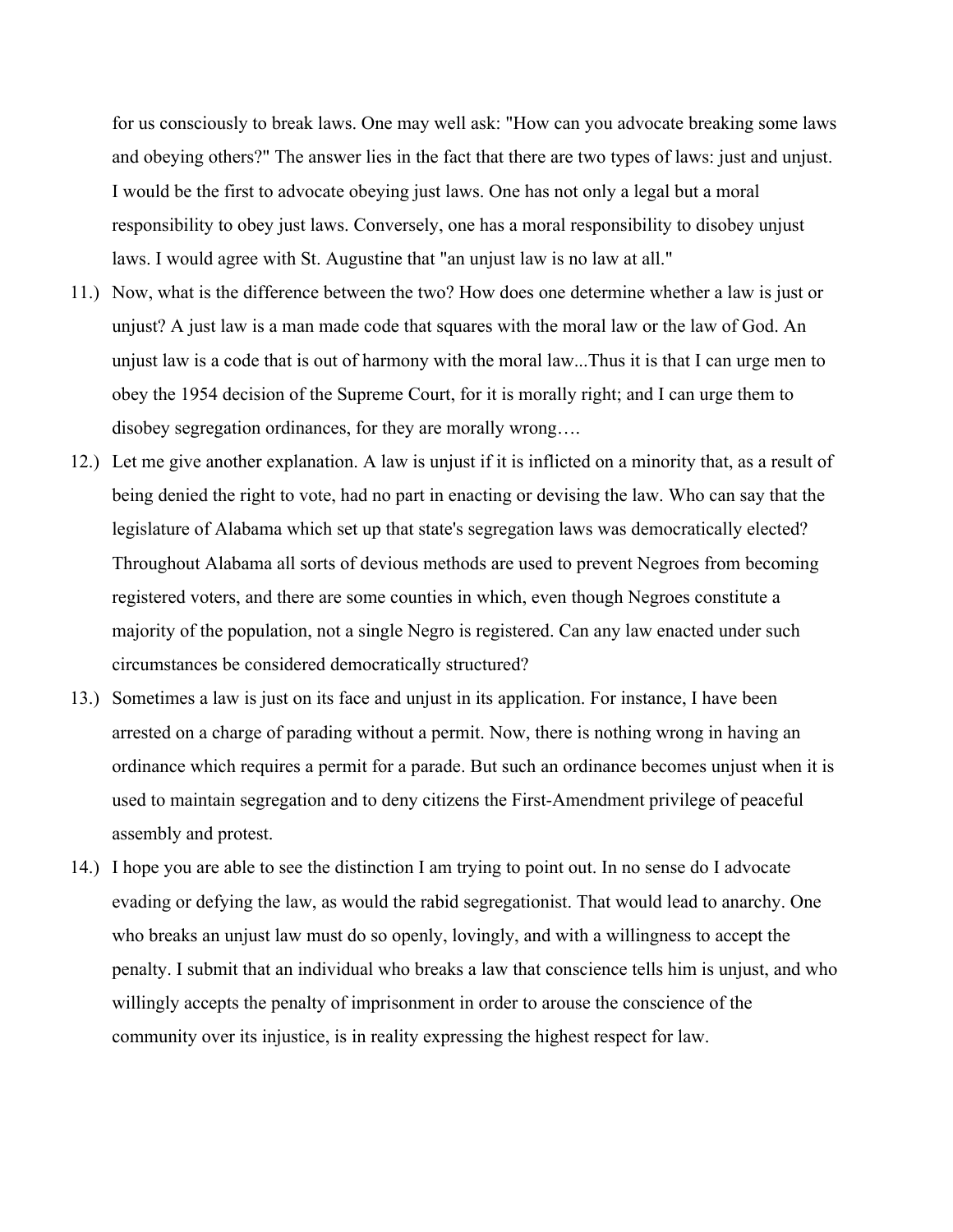for us consciously to break laws. One may well ask: "How can you advocate breaking some laws and obeying others?" The answer lies in the fact that there are two types of laws: just and unjust. I would be the first to advocate obeying just laws. One has not only a legal but a moral responsibility to obey just laws. Conversely, one has a moral responsibility to disobey unjust laws. I would agree with St. Augustine that "an unjust law is no law at all."

11.) Now, what is the difference between the two? How does one determine whether a law is just or unjust? A just law is a man made code that squares with the moral law or the law of God. An unjust law is a code that is out of harmony with the moral law...Thus it is that I can urge men to obey the 1954 decision of the Supreme Court, for it is morally right; and I can urge them to disobey segregation ordinances, for they are morally wrong….

12.) Let me give another explanation. A law is unjust if it is inflicted on a minority that, as a result of being denied the right to vote, had no part in enacting or devising the law. Who can say that the legislature of Alabama which set up that state's segregation laws was democratically elected? Throughout Alabama all sorts of devious methods are used to prevent Negroes from becoming registered voters, and there are some counties in which, even though Negroes constitute a majority of the population, not a single Negro is registered. Can any law enacted under such circumstances be considered democratically structured?

13.) Sometimes a law is just on its face and unjust in its application. For instance, I have been arrested on a charge of parading without a permit. Now, there is nothing wrong in having an ordinance which requires a permit for a parade. But such an ordinance becomes unjust when it is used to maintain segregation and to deny citizens the First-Amendment privilege of peaceful assembly and protest.

14.) I hope you are able to see the distinction I am trying to point out. In no sense do I advocate evading or defying the law, as would the rabid segregationist. That would lead to anarchy. One who breaks an unjust law must do so openly, lovingly, and with a willingness to accept the penalty. I submit that an individual who breaks a law that conscience tells him is unjust, and who willingly accepts the penalty of imprisonment in order to arouse the conscience of the community over its injustice, is in reality expressing the highest respect for law.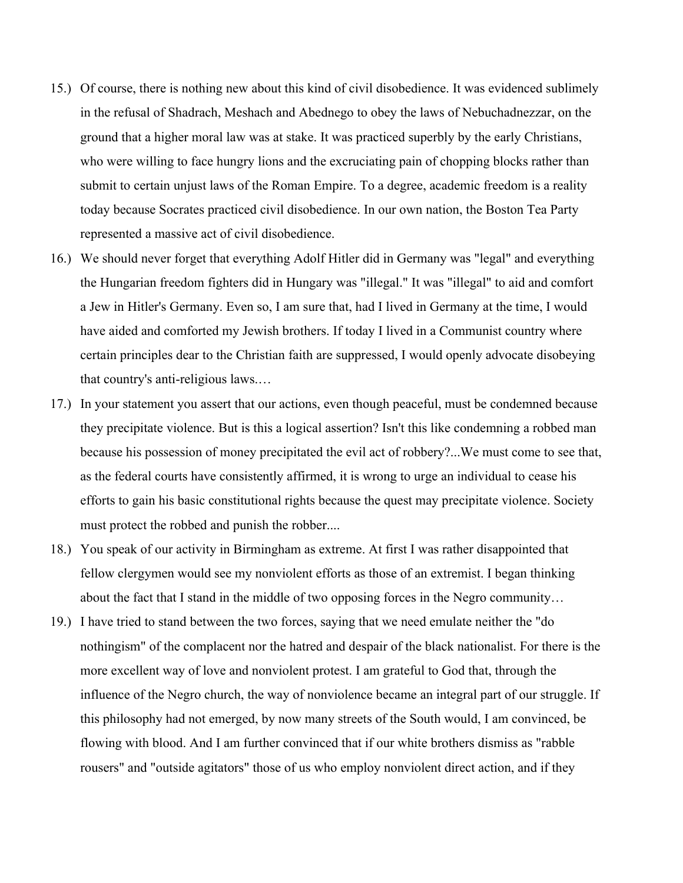15.) Of course, there is nothing new about this kind of civil disobedience. It was evidenced sublimely in the refusal of Shadrach, Meshach and Abednego to obey the laws of Nebuchadnezzar, on the ground that a higher moral law was at stake. It was practiced superbly by the early Christians, who were willing to face hungry lions and the excruciating pain of chopping blocks rather than submit to certain unjust laws of the Roman Empire. To a degree, academic freedom is a reality today because Socrates practiced civil disobedience. In our own nation, the Boston Tea Party represented a massive act of civil disobedience.

16.) We should never forget that everything Adolf Hitler did in Germany was "legal" and everything the Hungarian freedom fighters did in Hungary was "illegal." It was "illegal" to aid and comfort a Jew in Hitler's Germany. Even so, I am sure that, had I lived in Germany at the time, I would have aided and comforted my Jewish brothers. If today I lived in a Communist country where certain principles dear to the Christian faith are suppressed, I would openly advocate disobeying that country's anti-religious laws.…

17.) In your statement you assert that our actions, even though peaceful, must be condemned because they precipitate violence. But is this a logical assertion? Isn't this like condemning a robbed man because his possession of money precipitated the evil act of robbery?...We must come to see that, as the federal courts have consistently affirmed, it is wrong to urge an individual to cease his efforts to gain his basic constitutional rights because the quest may precipitate violence. Society must protect the robbed and punish the robber....

18.) You speak of our activity in Birmingham as extreme. At first I was rather disappointed that fellow clergymen would see my nonviolent efforts as those of an extremist. I began thinking about the fact that I stand in the middle of two opposing forces in the Negro community…

19.) I have tried to stand between the two forces, saying that we need emulate neither the "do nothingism" of the complacent nor the hatred and despair of the black nationalist. For there is the more excellent way of love and nonviolent protest. I am grateful to God that, through the influence of the Negro church, the way of nonviolence became an integral part of our struggle. If this philosophy had not emerged, by now many streets of the South would, I am convinced, be flowing with blood. And I am further convinced that if our white brothers dismiss as "rabble rousers" and "outside agitators" those of us who employ nonviolent direct action, and if they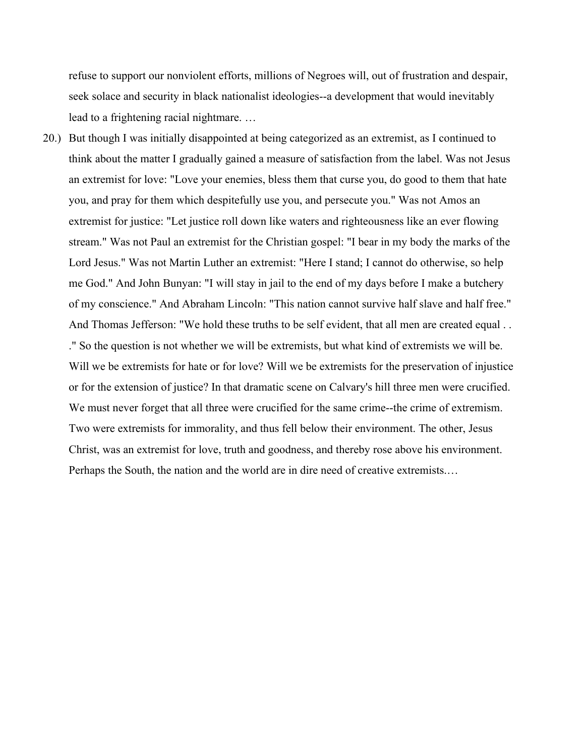refuse to support our nonviolent efforts, millions of Negroes will, out of frustration and despair, seek solace and security in black nationalist ideologies--a development that would inevitably lead to a frightening racial nightmare. …

20.) But though I was initially disappointed at being categorized as an extremist, as I continued to think about the matter I gradually gained a measure of satisfaction from the label. Was not Jesus an extremist for love: "Love your enemies, bless them that curse you, do good to them that hate you, and pray for them which despitefully use you, and persecute you." Was not Amos an extremist for justice: "Let justice roll down like waters and righteousness like an ever flowing stream." Was not Paul an extremist for the Christian gospel: "I bear in my body the marks of the Lord Jesus." Was not Martin Luther an extremist: "Here I stand; I cannot do otherwise, so help me God." And John Bunyan: "I will stay in jail to the end of my days before I make a butchery of my conscience." And Abraham Lincoln: "This nation cannot survive half slave and half free." And Thomas Jefferson: "We hold these truths to be self evident, that all men are created equal . . ." So the question is not whether we will be extremists, but what kind of extremists we will be. Will we be extremists for hate or for love? Will we be extremists for the preservation of injustice or for the extension of justice? In that dramatic scene on Calvary's hill three men were crucified. We must never forget that all three were crucified for the same crime--the crime of extremism. Two were extremists for immorality, and thus fell below their environment. The other, Jesus Christ, was an extremist for love, truth and goodness, and thereby rose above his environment. Perhaps the South, the nation and the world are in dire need of creative extremists.…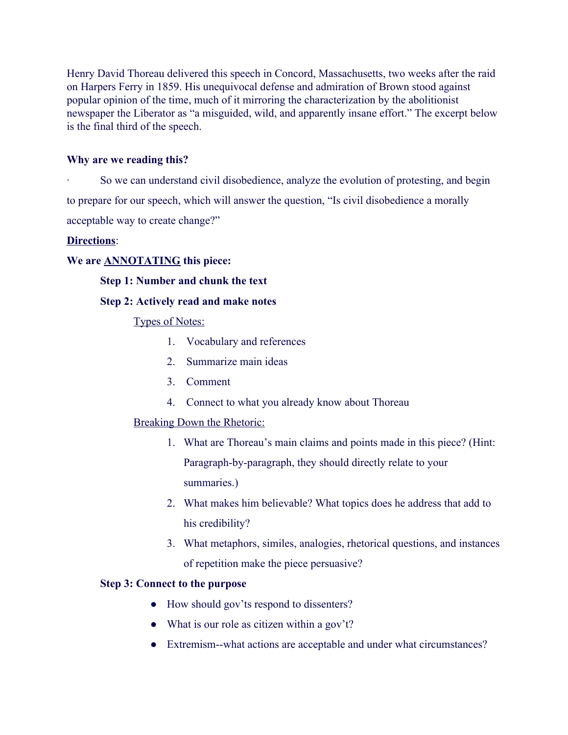Henry David Thoreau delivered this speech in Concord, Massachusetts, two weeks after the raid on Harpers Ferry in 1859. His unequivocal defense and admiration of Brown stood against popular opinion of the time, much of it mirroring the characterization by the abolitionist newspaper the Liberator as "a misguided, wild, and apparently insane effort." The excerpt below is the final third of the speech.

**Why are we reading this?**

· So we can understand civil disobedience, analyze the evolution of protesting, and begin to prepare for our speech, which will answer the question, "Is civil disobedience a morally acceptable way to create change?"

**Directions**:

**We are ANNOTATING this piece:**

**Step 1: Number and chunk the text**

**Step 2: Actively read and make notes**

Types of Notes:

1. Vocabulary and references
2. Summarize main ideas
3. Comment
4. Connect to what you already know about Thoreau

Breaking Down the Rhetoric:

1. What are Thoreau's main claims and points made in this piece? (Hint: Paragraph-by-paragraph, they should directly relate to your summaries.)
2. What makes him believable? What topics does he address that add to his credibility?
3. What metaphors, similes, analogies, rhetorical questions, and instances of repetition make the piece persuasive?

**Step 3: Connect to the purpose**

- How should gov'ts respond to dissenters?
- What is our role as citizen within a gov't?
- Extremism--what actions are acceptable and under what circumstances?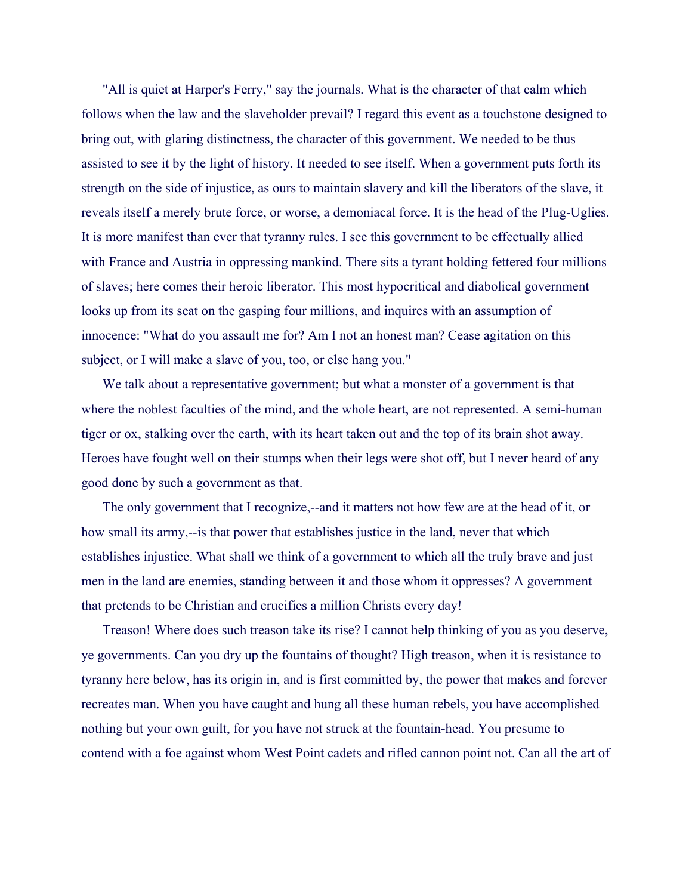"All is quiet at Harper's Ferry," say the journals. What is the character of that calm which follows when the law and the slaveholder prevail? I regard this event as a touchstone designed to bring out, with glaring distinctness, the character of this government. We needed to be thus assisted to see it by the light of history. It needed to see itself. When a government puts forth its strength on the side of injustice, as ours to maintain slavery and kill the liberators of the slave, it reveals itself a merely brute force, or worse, a demoniacal force. It is the head of the Plug-Uglies. It is more manifest than ever that tyranny rules. I see this government to be effectually allied with France and Austria in oppressing mankind. There sits a tyrant holding fettered four millions of slaves; here comes their heroic liberator. This most hypocritical and diabolical government looks up from its seat on the gasping four millions, and inquires with an assumption of innocence: "What do you assault me for? Am I not an honest man? Cease agitation on this subject, or I will make a slave of you, too, or else hang you."

We talk about a representative government; but what a monster of a government is that where the noblest faculties of the mind, and the whole heart, are not represented. A semi-human tiger or ox, stalking over the earth, with its heart taken out and the top of its brain shot away. Heroes have fought well on their stumps when their legs were shot off, but I never heard of any good done by such a government as that.

The only government that I recognize,--and it matters not how few are at the head of it, or how small its army,--is that power that establishes justice in the land, never that which establishes injustice. What shall we think of a government to which all the truly brave and just men in the land are enemies, standing between it and those whom it oppresses? A government that pretends to be Christian and crucifies a million Christs every day!

Treason! Where does such treason take its rise? I cannot help thinking of you as you deserve, ye governments. Can you dry up the fountains of thought? High treason, when it is resistance to tyranny here below, has its origin in, and is first committed by, the power that makes and forever recreates man. When you have caught and hung all these human rebels, you have accomplished nothing but your own guilt, for you have not struck at the fountain-head. You presume to contend with a foe against whom West Point cadets and rifled cannon point not. Can all the art of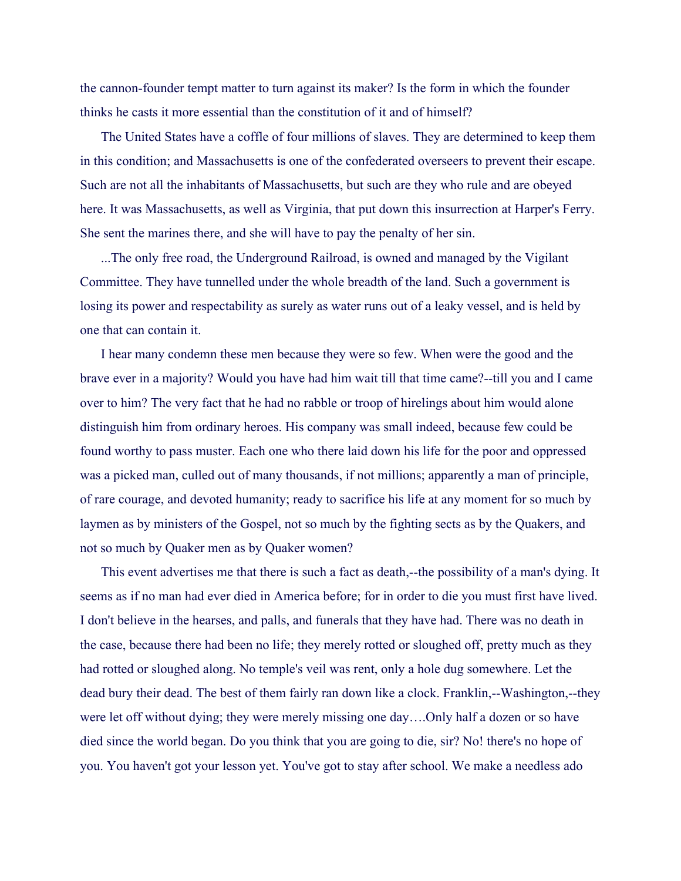the cannon-founder tempt matter to turn against its maker? Is the form in which the founder thinks he casts it more essential than the constitution of it and of himself?

The United States have a coffle of four millions of slaves. They are determined to keep them in this condition; and Massachusetts is one of the confederated overseers to prevent their escape. Such are not all the inhabitants of Massachusetts, but such are they who rule and are obeyed here. It was Massachusetts, as well as Virginia, that put down this insurrection at Harper's Ferry. She sent the marines there, and she will have to pay the penalty of her sin.

...The only free road, the Underground Railroad, is owned and managed by the Vigilant Committee. They have tunnelled under the whole breadth of the land. Such a government is losing its power and respectability as surely as water runs out of a leaky vessel, and is held by one that can contain it.

I hear many condemn these men because they were so few. When were the good and the brave ever in a majority? Would you have had him wait till that time came?--till you and I came over to him? The very fact that he had no rabble or troop of hirelings about him would alone distinguish him from ordinary heroes. His company was small indeed, because few could be found worthy to pass muster. Each one who there laid down his life for the poor and oppressed was a picked man, culled out of many thousands, if not millions; apparently a man of principle, of rare courage, and devoted humanity; ready to sacrifice his life at any moment for so much by laymen as by ministers of the Gospel, not so much by the fighting sects as by the Quakers, and not so much by Quaker men as by Quaker women?

This event advertises me that there is such a fact as death,--the possibility of a man's dying. It seems as if no man had ever died in America before; for in order to die you must first have lived. I don't believe in the hearses, and palls, and funerals that they have had. There was no death in the case, because there had been no life; they merely rotted or sloughed off, pretty much as they had rotted or sloughed along. No temple's veil was rent, only a hole dug somewhere. Let the dead bury their dead. The best of them fairly ran down like a clock. Franklin,--Washington,--they were let off without dying; they were merely missing one day….Only half a dozen or so have died since the world began. Do you think that you are going to die, sir? No! there's no hope of you. You haven't got your lesson yet. You've got to stay after school. We make a needless ado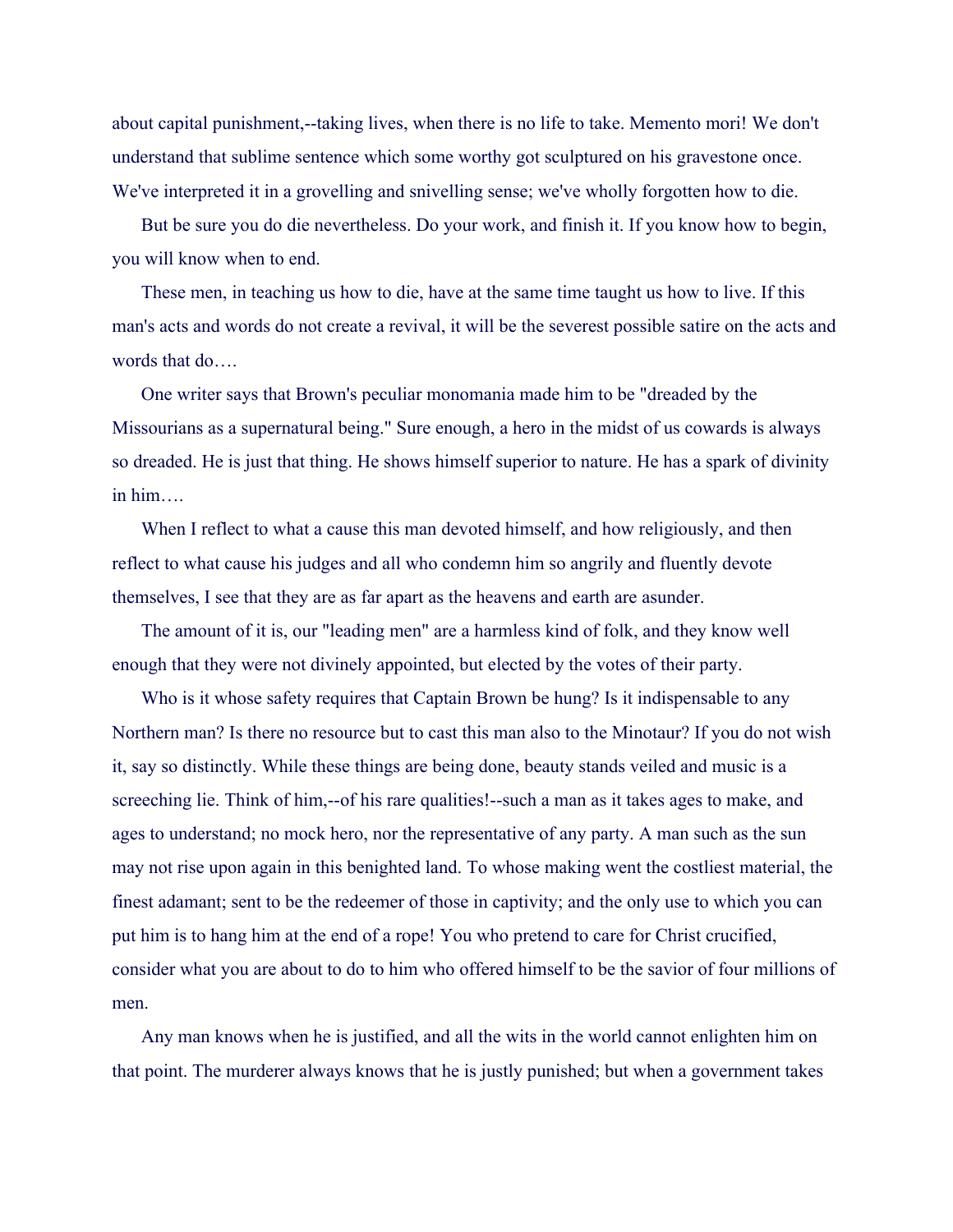about capital punishment,--taking lives, when there is no life to take. Memento mori! We don't understand that sublime sentence which some worthy got sculptured on his gravestone once. We've interpreted it in a grovelling and snivelling sense; we've wholly forgotten how to die.

But be sure you do die nevertheless. Do your work, and finish it. If you know how to begin, you will know when to end.

These men, in teaching us how to die, have at the same time taught us how to live. If this man's acts and words do not create a revival, it will be the severest possible satire on the acts and words that do….

One writer says that Brown's peculiar monomania made him to be "dreaded by the Missourians as a supernatural being." Sure enough, a hero in the midst of us cowards is always so dreaded. He is just that thing. He shows himself superior to nature. He has a spark of divinity in him….

When I reflect to what a cause this man devoted himself, and how religiously, and then reflect to what cause his judges and all who condemn him so angrily and fluently devote themselves, I see that they are as far apart as the heavens and earth are asunder.

The amount of it is, our "leading men" are a harmless kind of folk, and they know well enough that they were not divinely appointed, but elected by the votes of their party.

Who is it whose safety requires that Captain Brown be hung? Is it indispensable to any Northern man? Is there no resource but to cast this man also to the Minotaur? If you do not wish it, say so distinctly. While these things are being done, beauty stands veiled and music is a screeching lie. Think of him,--of his rare qualities!--such a man as it takes ages to make, and ages to understand; no mock hero, nor the representative of any party. A man such as the sun may not rise upon again in this benighted land. To whose making went the costliest material, the finest adamant; sent to be the redeemer of those in captivity; and the only use to which you can put him is to hang him at the end of a rope! You who pretend to care for Christ crucified, consider what you are about to do to him who offered himself to be the savior of four millions of men.

Any man knows when he is justified, and all the wits in the world cannot enlighten him on that point. The murderer always knows that he is justly punished; but when a government takes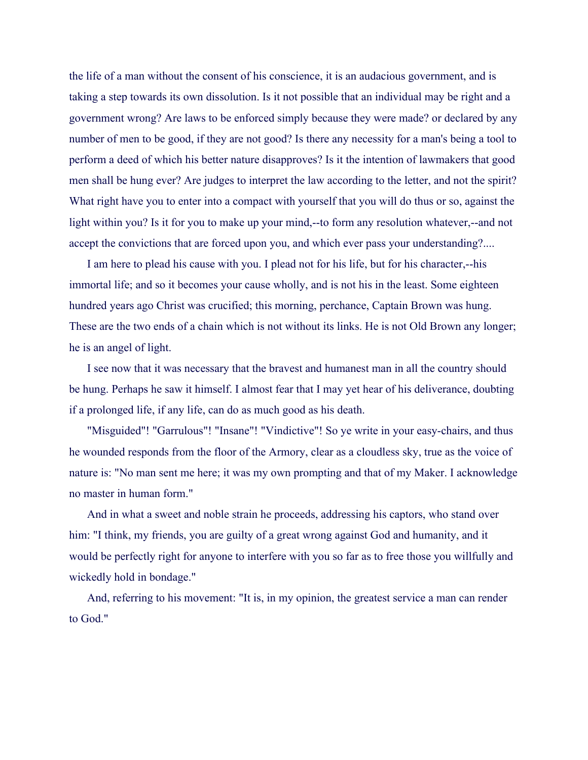the life of a man without the consent of his conscience, it is an audacious government, and is taking a step towards its own dissolution. Is it not possible that an individual may be right and a government wrong? Are laws to be enforced simply because they were made? or declared by any number of men to be good, if they are not good? Is there any necessity for a man's being a tool to perform a deed of which his better nature disapproves? Is it the intention of lawmakers that good men shall be hung ever? Are judges to interpret the law according to the letter, and not the spirit? What right have you to enter into a compact with yourself that you will do thus or so, against the light within you? Is it for you to make up your mind,--to form any resolution whatever,--and not accept the convictions that are forced upon you, and which ever pass your understanding?....

I am here to plead his cause with you. I plead not for his life, but for his character,--his immortal life; and so it becomes your cause wholly, and is not his in the least. Some eighteen hundred years ago Christ was crucified; this morning, perchance, Captain Brown was hung. These are the two ends of a chain which is not without its links. He is not Old Brown any longer; he is an angel of light.

I see now that it was necessary that the bravest and humanest man in all the country should be hung. Perhaps he saw it himself. I almost fear that I may yet hear of his deliverance, doubting if a prolonged life, if any life, can do as much good as his death.

"Misguided"! "Garrulous"! "Insane"! "Vindictive"! So ye write in your easy-chairs, and thus he wounded responds from the floor of the Armory, clear as a cloudless sky, true as the voice of nature is: "No man sent me here; it was my own prompting and that of my Maker. I acknowledge no master in human form."

And in what a sweet and noble strain he proceeds, addressing his captors, who stand over him: "I think, my friends, you are guilty of a great wrong against God and humanity, and it would be perfectly right for anyone to interfere with you so far as to free those you willfully and wickedly hold in bondage."

And, referring to his movement: "It is, in my opinion, the greatest service a man can render to God."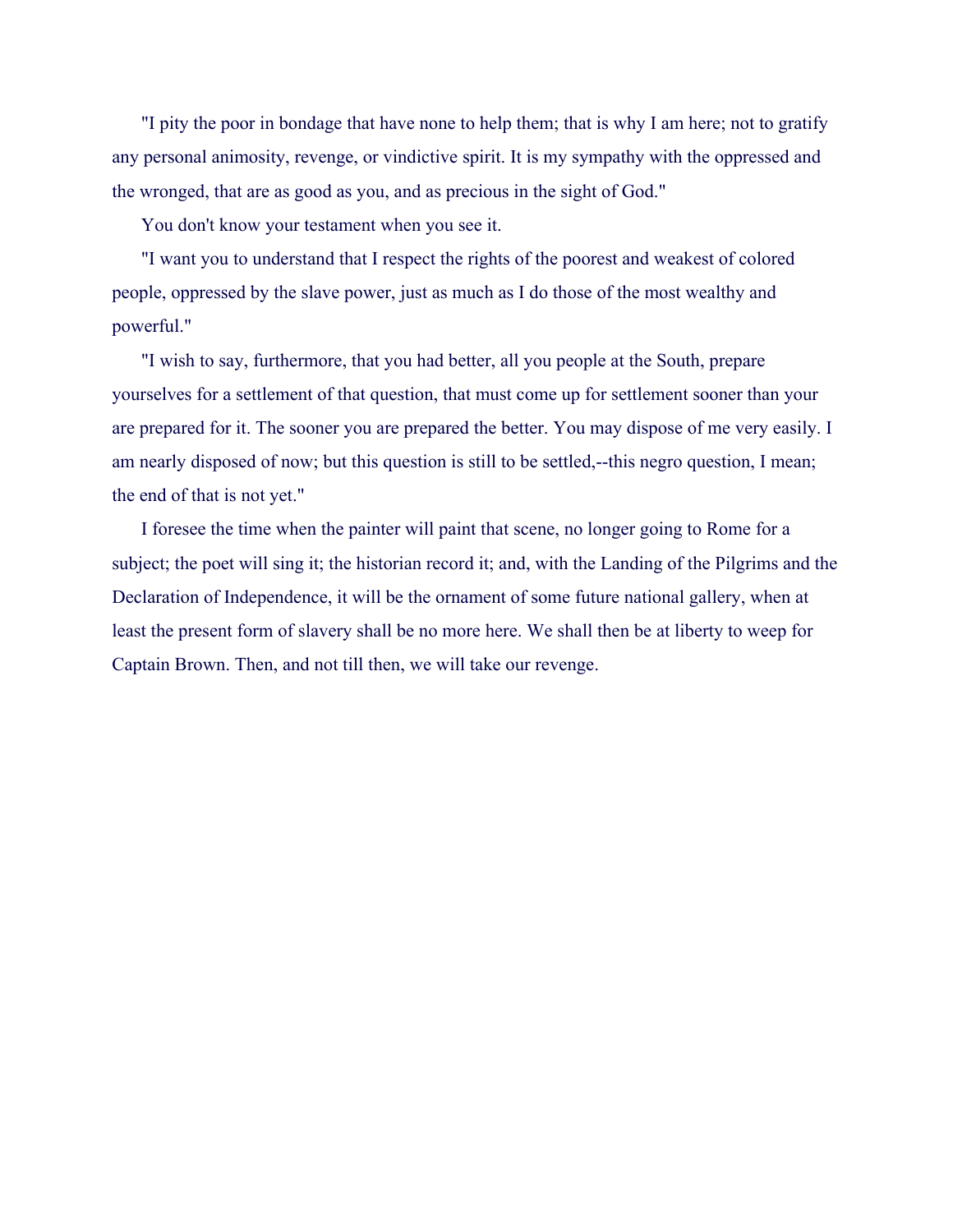"I pity the poor in bondage that have none to help them; that is why I am here; not to gratify any personal animosity, revenge, or vindictive spirit. It is my sympathy with the oppressed and the wronged, that are as good as you, and as precious in the sight of God."

You don't know your testament when you see it.

"I want you to understand that I respect the rights of the poorest and weakest of colored people, oppressed by the slave power, just as much as I do those of the most wealthy and powerful."

"I wish to say, furthermore, that you had better, all you people at the South, prepare yourselves for a settlement of that question, that must come up for settlement sooner than your are prepared for it. The sooner you are prepared the better. You may dispose of me very easily. I am nearly disposed of now; but this question is still to be settled,--this negro question, I mean; the end of that is not yet."

I foresee the time when the painter will paint that scene, no longer going to Rome for a subject; the poet will sing it; the historian record it; and, with the Landing of the Pilgrims and the Declaration of Independence, it will be the ornament of some future national gallery, when at least the present form of slavery shall be no more here. We shall then be at liberty to weep for Captain Brown. Then, and not till then, we will take our revenge.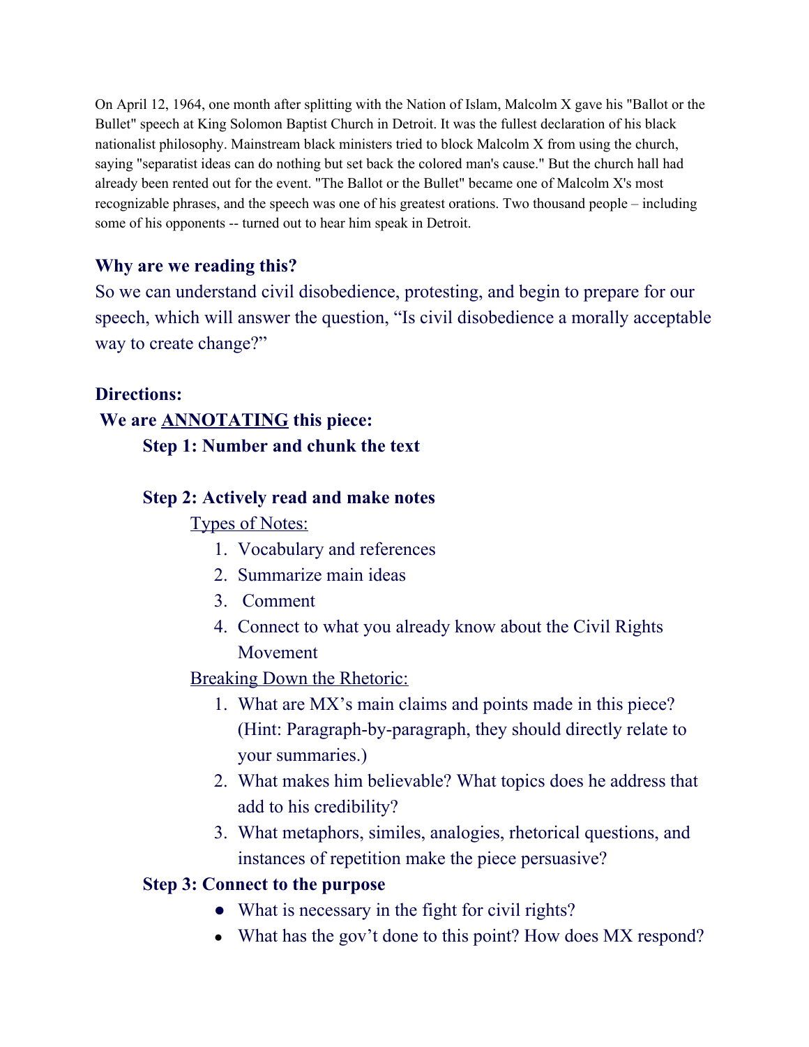On April 12, 1964, one month after splitting with the Nation of Islam, Malcolm X gave his "Ballot or the Bullet" speech at King Solomon Baptist Church in Detroit. It was the fullest declaration of his black nationalist philosophy. Mainstream black ministers tried to block Malcolm X from using the church, saying "separatist ideas can do nothing but set back the colored man's cause." But the church hall had already been rented out for the event. "The Ballot or the Bullet" became one of Malcolm X's most recognizable phrases, and the speech was one of his greatest orations. Two thousand people – including some of his opponents -- turned out to hear him speak in Detroit.

### Why are we reading this?

So we can understand civil disobedience, protesting, and begin to prepare for our speech, which will answer the question, “Is civil disobedience a morally acceptable way to create change?”

### Directions:

**We are <u>ANNOTATING</u> this piece:**

**Step 1: Number and chunk the text**

**Step 2: Actively read and make notes**

<u>Types of Notes:</u>

1. Vocabulary and references
2. Summarize main ideas
3. Comment
4. Connect to what you already know about the Civil Rights Movement

<u>Breaking Down the Rhetoric:</u>

1. What are MX’s main claims and points made in this piece? (Hint: Paragraph-by-paragraph, they should directly relate to your summaries.)
2. What makes him believable? What topics does he address that add to his credibility?
3. What metaphors, similes, analogies, rhetorical questions, and instances of repetition make the piece persuasive?

**Step 3: Connect to the purpose**

- What is necessary in the fight for civil rights?
- What has the gov’t done to this point? How does MX respond?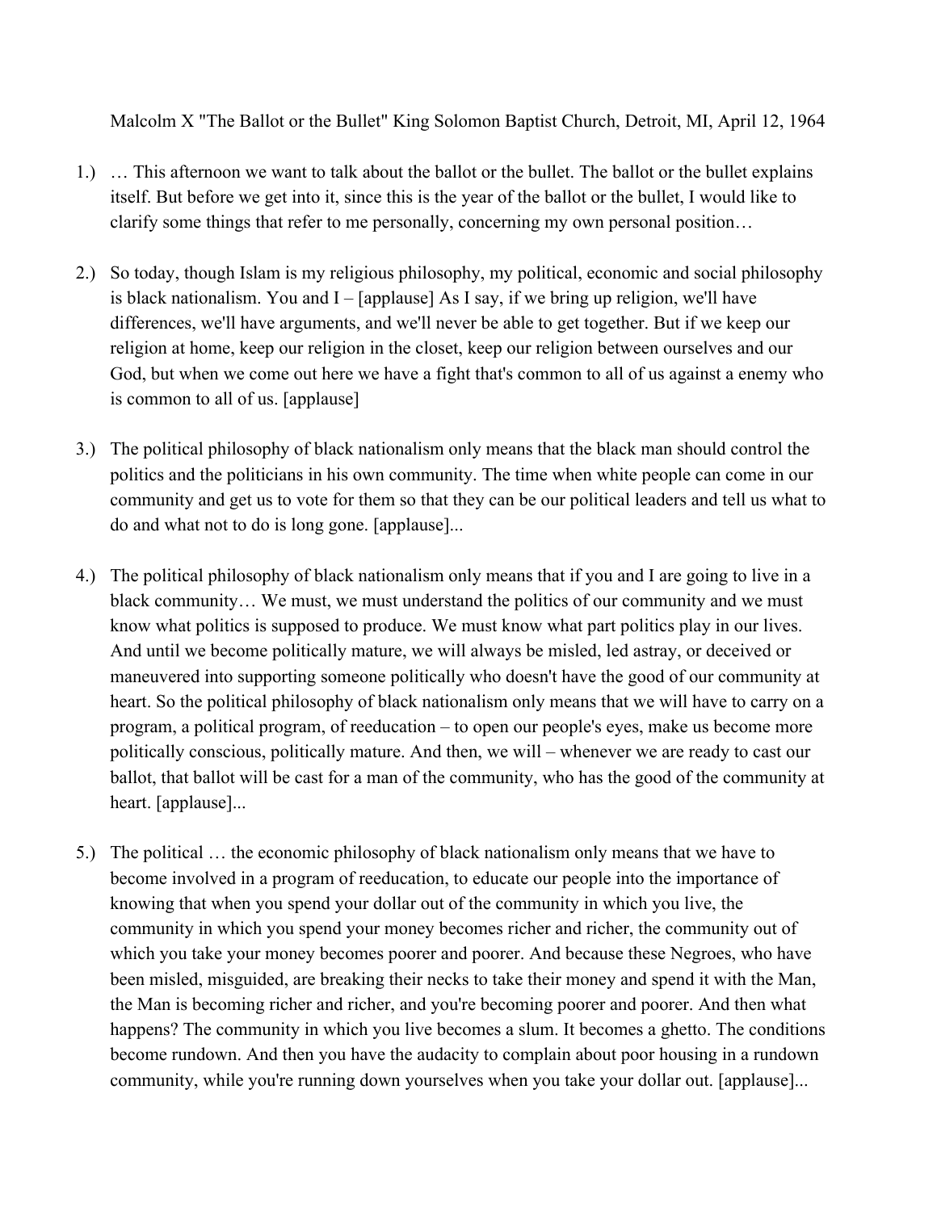Malcolm X "The Ballot or the Bullet" King Solomon Baptist Church, Detroit, MI, April 12, 1964

1.) … This afternoon we want to talk about the ballot or the bullet. The ballot or the bullet explains itself. But before we get into it, since this is the year of the ballot or the bullet, I would like to clarify some things that refer to me personally, concerning my own personal position…

2.) So today, though Islam is my religious philosophy, my political, economic and social philosophy is black nationalism. You and I – [applause] As I say, if we bring up religion, we'll have differences, we'll have arguments, and we'll never be able to get together. But if we keep our religion at home, keep our religion in the closet, keep our religion between ourselves and our God, but when we come out here we have a fight that's common to all of us against a enemy who is common to all of us. [applause]

3.) The political philosophy of black nationalism only means that the black man should control the politics and the politicians in his own community. The time when white people can come in our community and get us to vote for them so that they can be our political leaders and tell us what to do and what not to do is long gone. [applause]...

4.) The political philosophy of black nationalism only means that if you and I are going to live in a black community… We must, we must understand the politics of our community and we must know what politics is supposed to produce. We must know what part politics play in our lives. And until we become politically mature, we will always be misled, led astray, or deceived or maneuvered into supporting someone politically who doesn't have the good of our community at heart. So the political philosophy of black nationalism only means that we will have to carry on a program, a political program, of reeducation – to open our people's eyes, make us become more politically conscious, politically mature. And then, we will – whenever we are ready to cast our ballot, that ballot will be cast for a man of the community, who has the good of the community at heart. [applause]...

5.) The political … the economic philosophy of black nationalism only means that we have to become involved in a program of reeducation, to educate our people into the importance of knowing that when you spend your dollar out of the community in which you live, the community in which you spend your money becomes richer and richer, the community out of which you take your money becomes poorer and poorer. And because these Negroes, who have been misled, misguided, are breaking their necks to take their money and spend it with the Man, the Man is becoming richer and richer, and you're becoming poorer and poorer. And then what happens? The community in which you live becomes a slum. It becomes a ghetto. The conditions become rundown. And then you have the audacity to complain about poor housing in a rundown community, while you're running down yourselves when you take your dollar out. [applause]...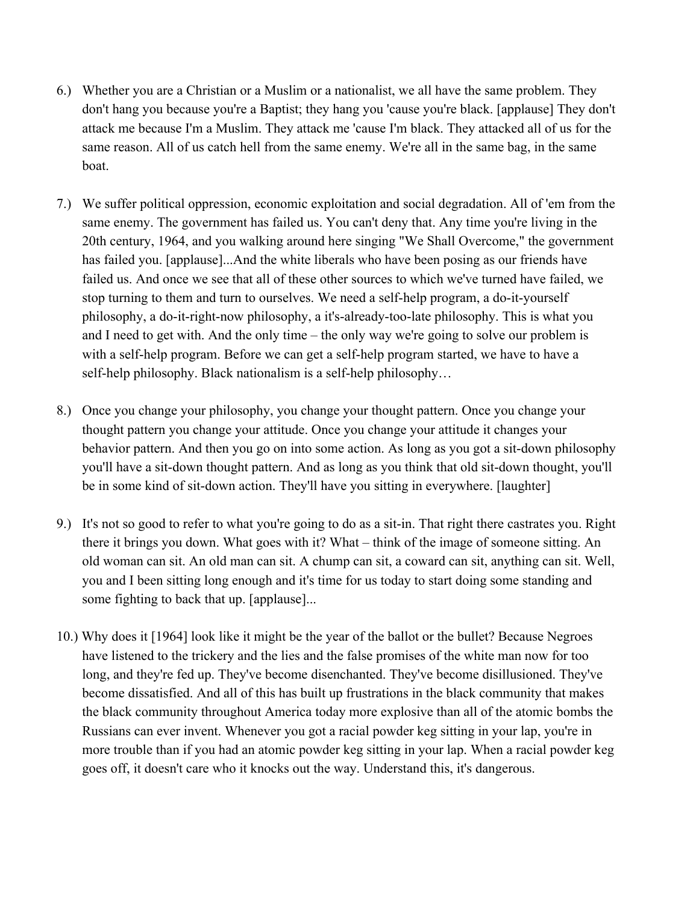6.) Whether you are a Christian or a Muslim or a nationalist, we all have the same problem. They don't hang you because you're a Baptist; they hang you 'cause you're black. [applause] They don't attack me because I'm a Muslim. They attack me 'cause I'm black. They attacked all of us for the same reason. All of us catch hell from the same enemy. We're all in the same bag, in the same boat.

7.) We suffer political oppression, economic exploitation and social degradation. All of 'em from the same enemy. The government has failed us. You can't deny that. Any time you're living in the 20th century, 1964, and you walking around here singing "We Shall Overcome," the government has failed you. [applause]...And the white liberals who have been posing as our friends have failed us. And once we see that all of these other sources to which we've turned have failed, we stop turning to them and turn to ourselves. We need a self-help program, a do-it-yourself philosophy, a do-it-right-now philosophy, a it's-already-too-late philosophy. This is what you and I need to get with. And the only time – the only way we're going to solve our problem is with a self-help program. Before we can get a self-help program started, we have to have a self-help philosophy. Black nationalism is a self-help philosophy…

8.) Once you change your philosophy, you change your thought pattern. Once you change your thought pattern you change your attitude. Once you change your attitude it changes your behavior pattern. And then you go on into some action. As long as you got a sit-down philosophy you'll have a sit-down thought pattern. And as long as you think that old sit-down thought, you'll be in some kind of sit-down action. They'll have you sitting in everywhere. [laughter]

9.) It's not so good to refer to what you're going to do as a sit-in. That right there castrates you. Right there it brings you down. What goes with it? What – think of the image of someone sitting. An old woman can sit. An old man can sit. A chump can sit, a coward can sit, anything can sit. Well, you and I been sitting long enough and it's time for us today to start doing some standing and some fighting to back that up. [applause]...

10.) Why does it [1964] look like it might be the year of the ballot or the bullet? Because Negroes have listened to the trickery and the lies and the false promises of the white man now for too long, and they're fed up. They've become disenchanted. They've become disillusioned. They've become dissatisfied. And all of this has built up frustrations in the black community that makes the black community throughout America today more explosive than all of the atomic bombs the Russians can ever invent. Whenever you got a racial powder keg sitting in your lap, you're in more trouble than if you had an atomic powder keg sitting in your lap. When a racial powder keg goes off, it doesn't care who it knocks out the way. Understand this, it's dangerous.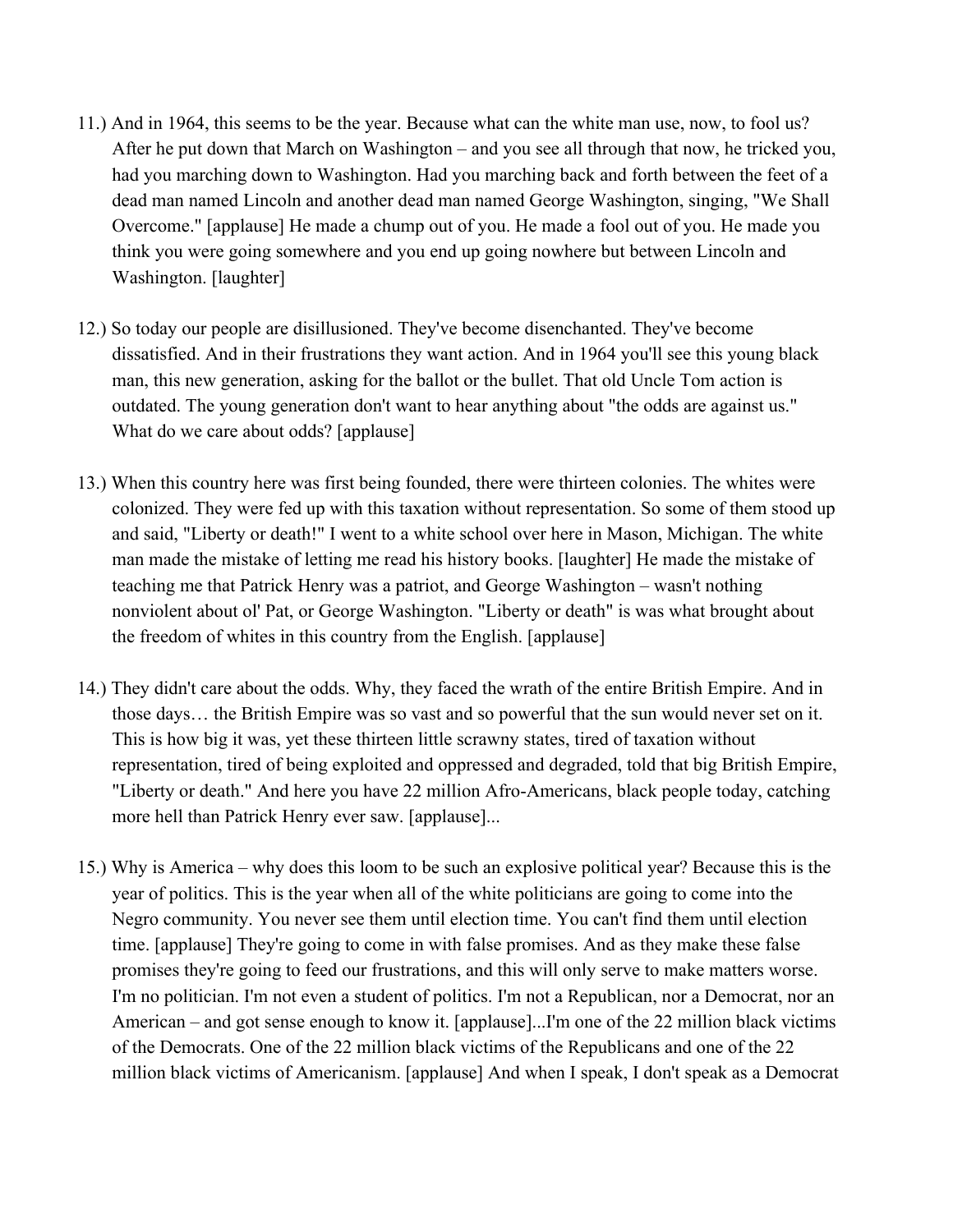11.) And in 1964, this seems to be the year. Because what can the white man use, now, to fool us? After he put down that March on Washington – and you see all through that now, he tricked you, had you marching down to Washington. Had you marching back and forth between the feet of a dead man named Lincoln and another dead man named George Washington, singing, "We Shall Overcome." [applause] He made a chump out of you. He made a fool out of you. He made you think you were going somewhere and you end up going nowhere but between Lincoln and Washington. [laughter]

12.) So today our people are disillusioned. They've become disenchanted. They've become dissatisfied. And in their frustrations they want action. And in 1964 you'll see this young black man, this new generation, asking for the ballot or the bullet. That old Uncle Tom action is outdated. The young generation don't want to hear anything about "the odds are against us." What do we care about odds? [applause]

13.) When this country here was first being founded, there were thirteen colonies. The whites were colonized. They were fed up with this taxation without representation. So some of them stood up and said, "Liberty or death!" I went to a white school over here in Mason, Michigan. The white man made the mistake of letting me read his history books. [laughter] He made the mistake of teaching me that Patrick Henry was a patriot, and George Washington – wasn't nothing nonviolent about ol' Pat, or George Washington. "Liberty or death" is was what brought about the freedom of whites in this country from the English. [applause]

14.) They didn't care about the odds. Why, they faced the wrath of the entire British Empire. And in those days… the British Empire was so vast and so powerful that the sun would never set on it. This is how big it was, yet these thirteen little scrawny states, tired of taxation without representation, tired of being exploited and oppressed and degraded, told that big British Empire, "Liberty or death." And here you have 22 million Afro-Americans, black people today, catching more hell than Patrick Henry ever saw. [applause]...

15.) Why is America – why does this loom to be such an explosive political year? Because this is the year of politics. This is the year when all of the white politicians are going to come into the Negro community. You never see them until election time. You can't find them until election time. [applause] They're going to come in with false promises. And as they make these false promises they're going to feed our frustrations, and this will only serve to make matters worse. I'm no politician. I'm not even a student of politics. I'm not a Republican, nor a Democrat, nor an American – and got sense enough to know it. [applause]...I'm one of the 22 million black victims of the Democrats. One of the 22 million black victims of the Republicans and one of the 22 million black victims of Americanism. [applause] And when I speak, I don't speak as a Democrat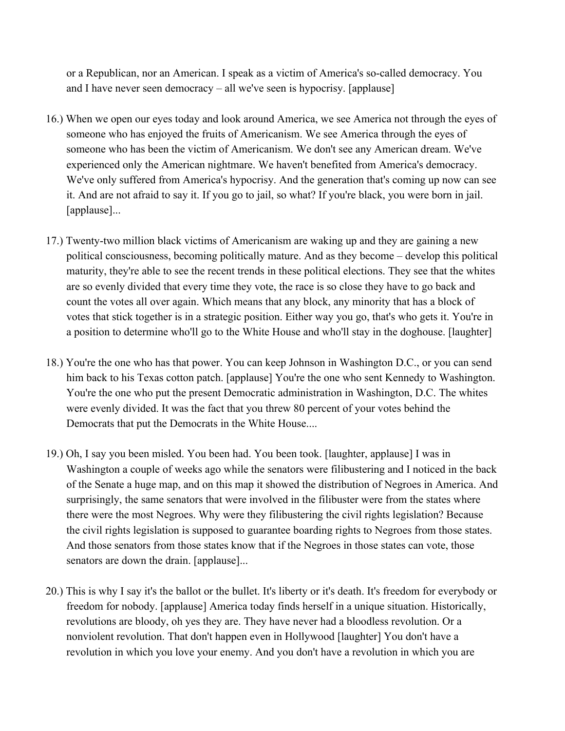or a Republican, nor an American. I speak as a victim of America's so-called democracy. You and I have never seen democracy – all we've seen is hypocrisy. [applause]

16.) When we open our eyes today and look around America, we see America not through the eyes of someone who has enjoyed the fruits of Americanism. We see America through the eyes of someone who has been the victim of Americanism. We don't see any American dream. We've experienced only the American nightmare. We haven't benefited from America's democracy. We've only suffered from America's hypocrisy. And the generation that's coming up now can see it. And are not afraid to say it. If you go to jail, so what? If you're black, you were born in jail. [applause]...

17.) Twenty-two million black victims of Americanism are waking up and they are gaining a new political consciousness, becoming politically mature. And as they become – develop this political maturity, they're able to see the recent trends in these political elections. They see that the whites are so evenly divided that every time they vote, the race is so close they have to go back and count the votes all over again. Which means that any block, any minority that has a block of votes that stick together is in a strategic position. Either way you go, that's who gets it. You're in a position to determine who'll go to the White House and who'll stay in the doghouse. [laughter]

18.) You're the one who has that power. You can keep Johnson in Washington D.C., or you can send him back to his Texas cotton patch. [applause] You're the one who sent Kennedy to Washington. You're the one who put the present Democratic administration in Washington, D.C. The whites were evenly divided. It was the fact that you threw 80 percent of your votes behind the Democrats that put the Democrats in the White House....

19.) Oh, I say you been misled. You been had. You been took. [laughter, applause] I was in Washington a couple of weeks ago while the senators were filibustering and I noticed in the back of the Senate a huge map, and on this map it showed the distribution of Negroes in America. And surprisingly, the same senators that were involved in the filibuster were from the states where there were the most Negroes. Why were they filibustering the civil rights legislation? Because the civil rights legislation is supposed to guarantee boarding rights to Negroes from those states. And those senators from those states know that if the Negroes in those states can vote, those senators are down the drain. [applause]...

20.) This is why I say it's the ballot or the bullet. It's liberty or it's death. It's freedom for everybody or freedom for nobody. [applause] America today finds herself in a unique situation. Historically, revolutions are bloody, oh yes they are. They have never had a bloodless revolution. Or a nonviolent revolution. That don't happen even in Hollywood [laughter] You don't have a revolution in which you love your enemy. And you don't have a revolution in which you are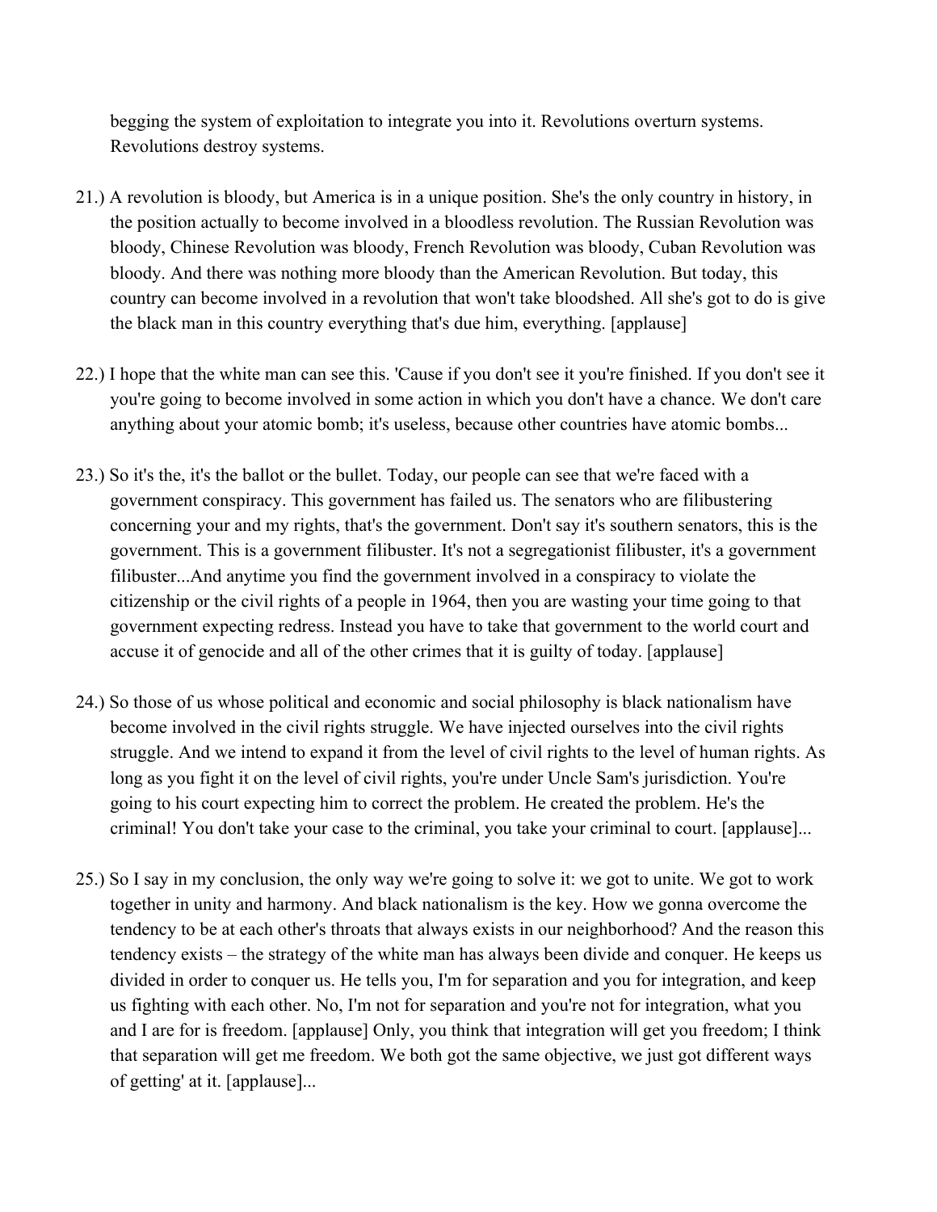begging the system of exploitation to integrate you into it. Revolutions overturn systems. Revolutions destroy systems.

21.) A revolution is bloody, but America is in a unique position. She's the only country in history, in the position actually to become involved in a bloodless revolution. The Russian Revolution was bloody, Chinese Revolution was bloody, French Revolution was bloody, Cuban Revolution was bloody. And there was nothing more bloody than the American Revolution. But today, this country can become involved in a revolution that won't take bloodshed. All she's got to do is give the black man in this country everything that's due him, everything. [applause]

22.) I hope that the white man can see this. 'Cause if you don't see it you're finished. If you don't see it you're going to become involved in some action in which you don't have a chance. We don't care anything about your atomic bomb; it's useless, because other countries have atomic bombs...

23.) So it's the, it's the ballot or the bullet. Today, our people can see that we're faced with a government conspiracy. This government has failed us. The senators who are filibustering concerning your and my rights, that's the government. Don't say it's southern senators, this is the government. This is a government filibuster. It's not a segregationist filibuster, it's a government filibuster...And anytime you find the government involved in a conspiracy to violate the citizenship or the civil rights of a people in 1964, then you are wasting your time going to that government expecting redress. Instead you have to take that government to the world court and accuse it of genocide and all of the other crimes that it is guilty of today. [applause]

24.) So those of us whose political and economic and social philosophy is black nationalism have become involved in the civil rights struggle. We have injected ourselves into the civil rights struggle. And we intend to expand it from the level of civil rights to the level of human rights. As long as you fight it on the level of civil rights, you're under Uncle Sam's jurisdiction. You're going to his court expecting him to correct the problem. He created the problem. He's the criminal! You don't take your case to the criminal, you take your criminal to court. [applause]...

25.) So I say in my conclusion, the only way we're going to solve it: we got to unite. We got to work together in unity and harmony. And black nationalism is the key. How we gonna overcome the tendency to be at each other's throats that always exists in our neighborhood? And the reason this tendency exists – the strategy of the white man has always been divide and conquer. He keeps us divided in order to conquer us. He tells you, I'm for separation and you for integration, and keep us fighting with each other. No, I'm not for separation and you're not for integration, what you and I are for is freedom. [applause] Only, you think that integration will get you freedom; I think that separation will get me freedom. We both got the same objective, we just got different ways of getting' at it. [applause]...